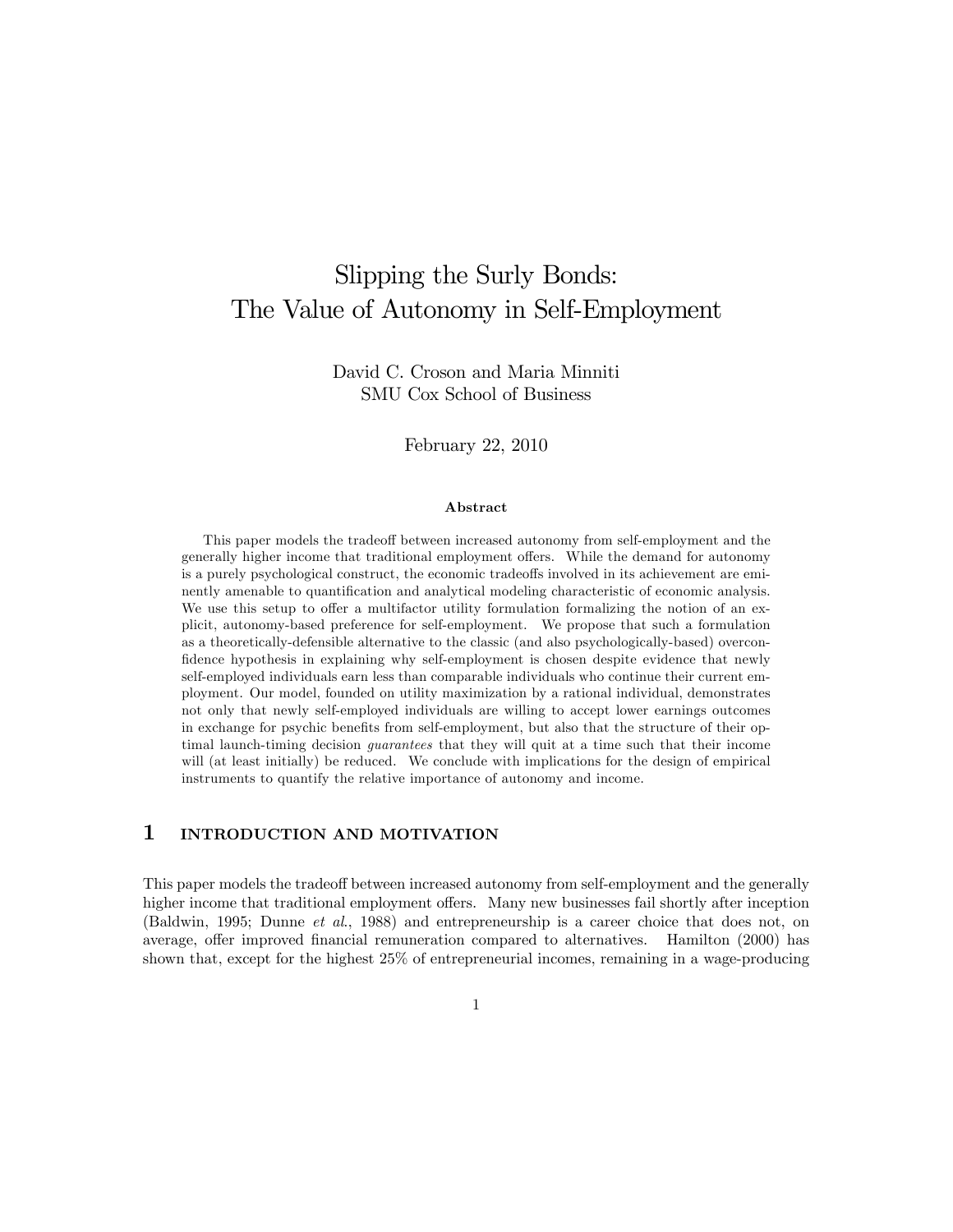# Slipping the Surly Bonds: The Value of Autonomy in Self-Employment

David C. Croson and Maria Minniti
SMU Cox School of Business

February 22, 2010

### Abstract

This paper models the tradeoff between increased autonomy from self-employment and the generally higher income that traditional employment offers. While the demand for autonomy is a purely psychological construct, the economic tradeoffs involved in its achievement are eminently amenable to quantification and analytical modeling characteristic of economic analysis. We use this setup to offer a multifactor utility formulation formalizing the notion of an explicit, autonomy-based preference for self-employment. We propose that such a formulation as a theoretically-defensible alternative to the classic (and also psychologically-based) overconfidence hypothesis in explaining why self-employment is chosen despite evidence that newly self-employed individuals earn less than comparable individuals who continue their current employment. Our model, founded on utility maximization by a rational individual, demonstrates not only that newly self-employed individuals are willing to accept lower earnings outcomes in exchange for psychic benefits from self-employment, but also that the structure of their optimal launch-timing decision *guarantees* that they will quit at a time such that their income will (at least initially) be reduced. We conclude with implications for the design of empirical instruments to quantify the relative importance of autonomy and income.

## 1 INTRODUCTION AND MOTIVATION

This paper models the tradeoff between increased autonomy from self-employment and the generally higher income that traditional employment offers. Many new businesses fail shortly after inception (Baldwin, 1995; Dunne *et al.*, 1988) and entrepreneurship is a career choice that does not, on average, offer improved financial remuneration compared to alternatives. Hamilton (2000) has shown that, except for the highest 25% of entrepreneurial incomes, remaining in a wage-producing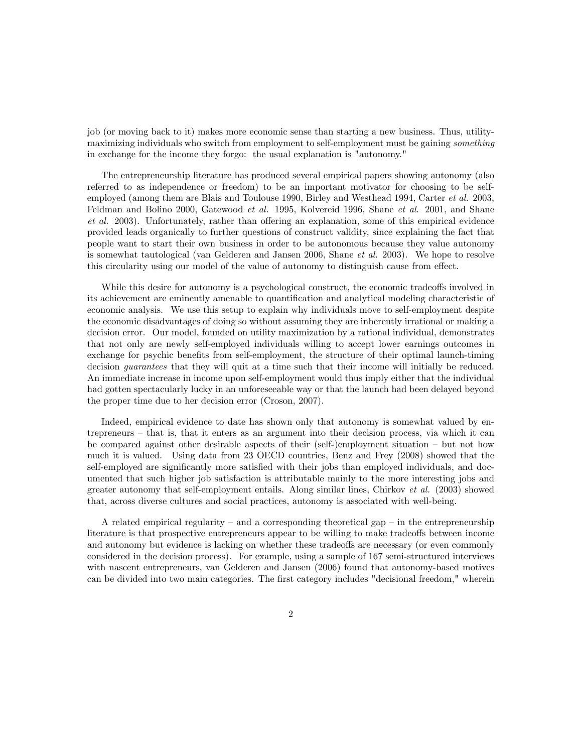job (or moving back to it) makes more economic sense than starting a new business. Thus, utility-maximizing individuals who switch from employment to self-employment must be gaining *something* in exchange for the income they forgo: the usual explanation is "autonomy."

The entrepreneurship literature has produced several empirical papers showing autonomy (also referred to as independence or freedom) to be an important motivator for choosing to be self-employed (among them are Blais and Toulouse 1990, Birley and Westhead 1994, Carter *et al.* 2003, Feldman and Bolino 2000, Gatewood *et al.* 1995, Kolvereid 1996, Shane *et al*. 2001, and Shane *et al.* 2003). Unfortunately, rather than offering an explanation, some of this empirical evidence provided leads organically to further questions of construct validity, since explaining the fact that people want to start their own business in order to be autonomous because they value autonomy is somewhat tautological (van Gelderen and Jansen 2006, Shane *et al.* 2003). We hope to resolve this circularity using our model of the value of autonomy to distinguish cause from effect.

While this desire for autonomy is a psychological construct, the economic tradeoffs involved in its achievement are eminently amenable to quantification and analytical modeling characteristic of economic analysis. We use this setup to explain why individuals move to self-employment despite the economic disadvantages of doing so without assuming they are inherently irrational or making a decision error. Our model, founded on utility maximization by a rational individual, demonstrates that not only are newly self-employed individuals willing to accept lower earnings outcomes in exchange for psychic benefits from self-employment, the structure of their optimal launch-timing decision *guarantees* that they will quit at a time such that their income will initially be reduced. An immediate increase in income upon self-employment would thus imply either that the individual had gotten spectacularly lucky in an unforeseeable way or that the launch had been delayed beyond the proper time due to her decision error (Croson, 2007).

Indeed, empirical evidence to date has shown only that autonomy is somewhat valued by entrepreneurs – that is, that it enters as an argument into their decision process, via which it can be compared against other desirable aspects of their (self-)employment situation – but not how much it is valued. Using data from 23 OECD countries, Benz and Frey (2008) showed that the self-employed are significantly more satisfied with their jobs than employed individuals, and documented that such higher job satisfaction is attributable mainly to the more interesting jobs and greater autonomy that self-employment entails. Along similar lines, Chirkov *et al.* (2003) showed that, across diverse cultures and social practices, autonomy is associated with well-being.

A related empirical regularity – and a corresponding theoretical gap – in the entrepreneurship literature is that prospective entrepreneurs appear to be willing to make tradeoffs between income and autonomy but evidence is lacking on whether these tradeoffs are necessary (or even commonly considered in the decision process). For example, using a sample of 167 semi-structured interviews with nascent entrepreneurs, van Gelderen and Jansen (2006) found that autonomy-based motives can be divided into two main categories. The first category includes "decisional freedom," wherein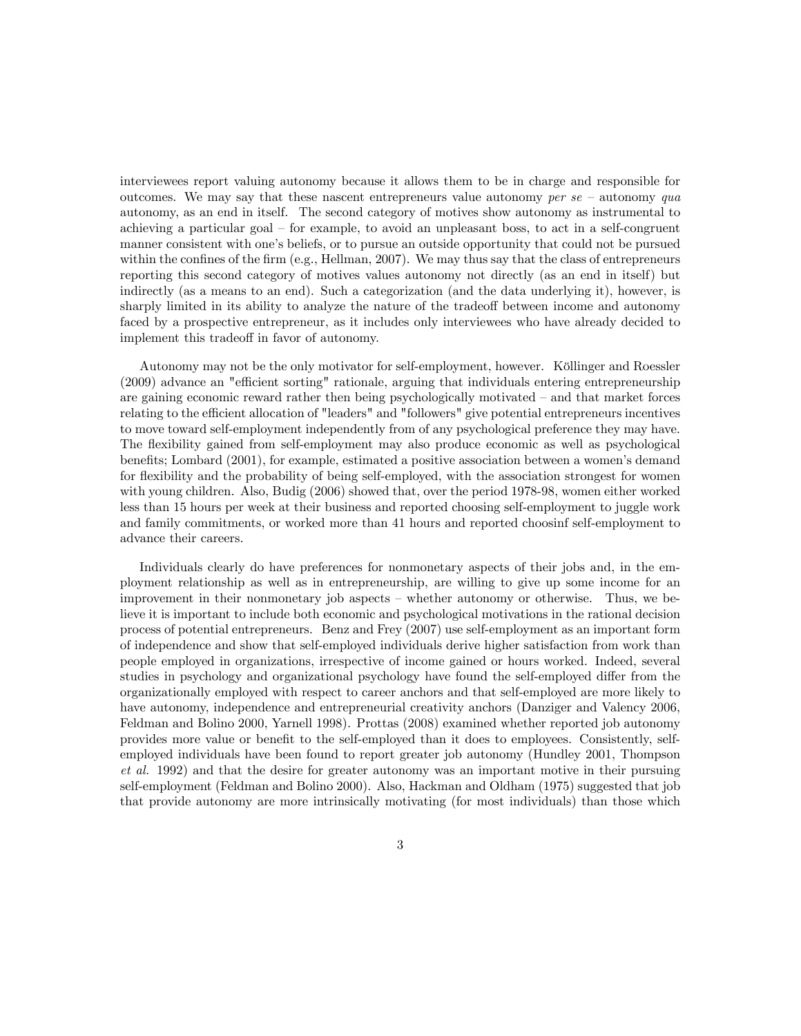interviewees report valuing autonomy because it allows them to be in charge and responsible for outcomes. We may say that these nascent entrepreneurs value autonomy *per se* – autonomy *qua* autonomy, as an end in itself. The second category of motives show autonomy as instrumental to achieving a particular goal – for example, to avoid an unpleasant boss, to act in a self-congruent manner consistent with one's beliefs, or to pursue an outside opportunity that could not be pursued within the confines of the firm (e.g., Hellman, 2007). We may thus say that the class of entrepreneurs reporting this second category of motives values autonomy not directly (as an end in itself) but indirectly (as a means to an end). Such a categorization (and the data underlying it), however, is sharply limited in its ability to analyze the nature of the tradeoff between income and autonomy faced by a prospective entrepreneur, as it includes only interviewees who have already decided to implement this tradeoff in favor of autonomy.

Autonomy may not be the only motivator for self-employment, however. Köllinger and Roessler (2009) advance an "efficient sorting" rationale, arguing that individuals entering entrepreneurship are gaining economic reward rather then being psychologically motivated – and that market forces relating to the efficient allocation of "leaders" and "followers" give potential entrepreneurs incentives to move toward self-employment independently from of any psychological preference they may have. The flexibility gained from self-employment may also produce economic as well as psychological benefits; Lombard (2001), for example, estimated a positive association between a women's demand for flexibility and the probability of being self-employed, with the association strongest for women with young children. Also, Budig (2006) showed that, over the period 1978-98, women either worked less than 15 hours per week at their business and reported choosing self-employment to juggle work and family commitments, or worked more than 41 hours and reported choosinf self-employment to advance their careers.

Individuals clearly do have preferences for nonmonetary aspects of their jobs and, in the employment relationship as well as in entrepreneurship, are willing to give up some income for an improvement in their nonmonetary job aspects – whether autonomy or otherwise. Thus, we believe it is important to include both economic and psychological motivations in the rational decision process of potential entrepreneurs. Benz and Frey (2007) use self-employment as an important form of independence and show that self-employed individuals derive higher satisfaction from work than people employed in organizations, irrespective of income gained or hours worked. Indeed, several studies in psychology and organizational psychology have found the self-employed differ from the organizationally employed with respect to career anchors and that self-employed are more likely to have autonomy, independence and entrepreneurial creativity anchors (Danziger and Valency 2006, Feldman and Bolino 2000, Yarnell 1998). Prottas (2008) examined whether reported job autonomy provides more value or benefit to the self-employed than it does to employees. Consistently, self-employed individuals have been found to report greater job autonomy (Hundley 2001, Thompson *et al.* 1992) and that the desire for greater autonomy was an important motive in their pursuing self-employment (Feldman and Bolino 2000). Also, Hackman and Oldham (1975) suggested that job that provide autonomy are more intrinsically motivating (for most individuals) than those which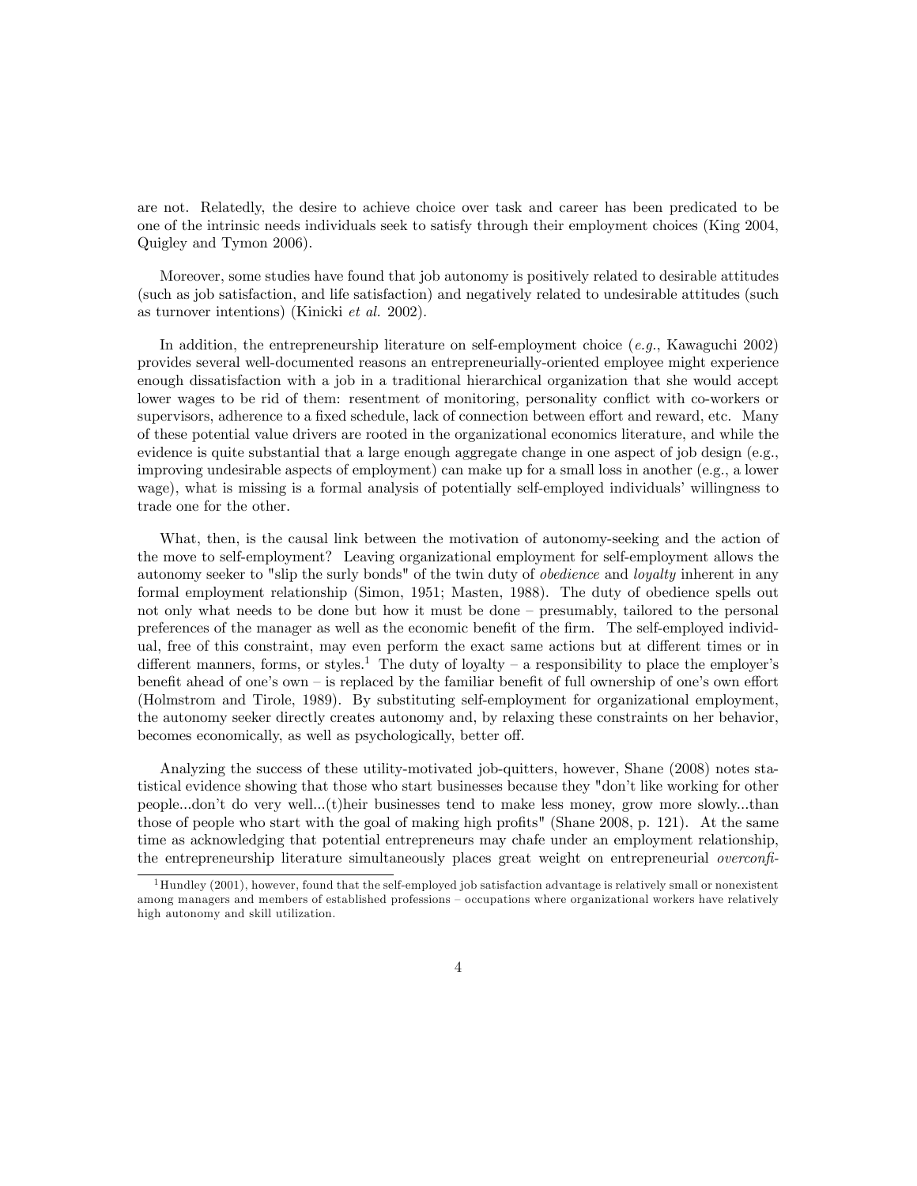are not. Relatedly, the desire to achieve choice over task and career has been predicated to be one of the intrinsic needs individuals seek to satisfy through their employment choices (King 2004, Quigley and Tymon 2006).

Moreover, some studies have found that job autonomy is positively related to desirable attitudes (such as job satisfaction, and life satisfaction) and negatively related to undesirable attitudes (such as turnover intentions) (Kinicki *et al.* 2002).

In addition, the entrepreneurship literature on self-employment choice (*e.g.*, Kawaguchi 2002) provides several well-documented reasons an entrepreneurially-oriented employee might experience enough dissatisfaction with a job in a traditional hierarchical organization that she would accept lower wages to be rid of them: resentment of monitoring, personality conflict with co-workers or supervisors, adherence to a fixed schedule, lack of connection between effort and reward, etc. Many of these potential value drivers are rooted in the organizational economics literature, and while the evidence is quite substantial that a large enough aggregate change in one aspect of job design (e.g., improving undesirable aspects of employment) can make up for a small loss in another (e.g., a lower wage), what is missing is a formal analysis of potentially self-employed individuals' willingness to trade one for the other.

What, then, is the causal link between the motivation of autonomy-seeking and the action of the move to self-employment? Leaving organizational employment for self-employment allows the autonomy seeker to "slip the surly bonds" of the twin duty of *obedience* and *loyalty* inherent in any formal employment relationship (Simon, 1951; Masten, 1988). The duty of obedience spells out not only what needs to be done but how it must be done – presumably, tailored to the personal preferences of the manager as well as the economic benefit of the firm. The self-employed individual, free of this constraint, may even perform the exact same actions but at different times or in different manners, forms, or styles.[1] The duty of loyalty – a responsibility to place the employer's benefit ahead of one's own – is replaced by the familiar benefit of full ownership of one's own effort (Holmstrom and Tirole, 1989). By substituting self-employment for organizational employment, the autonomy seeker directly creates autonomy and, by relaxing these constraints on her behavior, becomes economically, as well as psychologically, better off.

Analyzing the success of these utility-motivated job-quitters, however, Shane (2008) notes statistical evidence showing that those who start businesses because they "don't like working for other people...don't do very well...(t)heir businesses tend to make less money, grow more slowly...than those of people who start with the goal of making high profits" (Shane 2008, p. 121). At the same time as acknowledging that potential entrepreneurs may chafe under an employment relationship, the entrepreneurship literature simultaneously places great weight on entrepreneurial *overconfi-*

[1] Hundley (2001), however, found that the self-employed job satisfaction advantage is relatively small or nonexistent among managers and members of established professions – occupations where organizational workers have relatively high autonomy and skill utilization.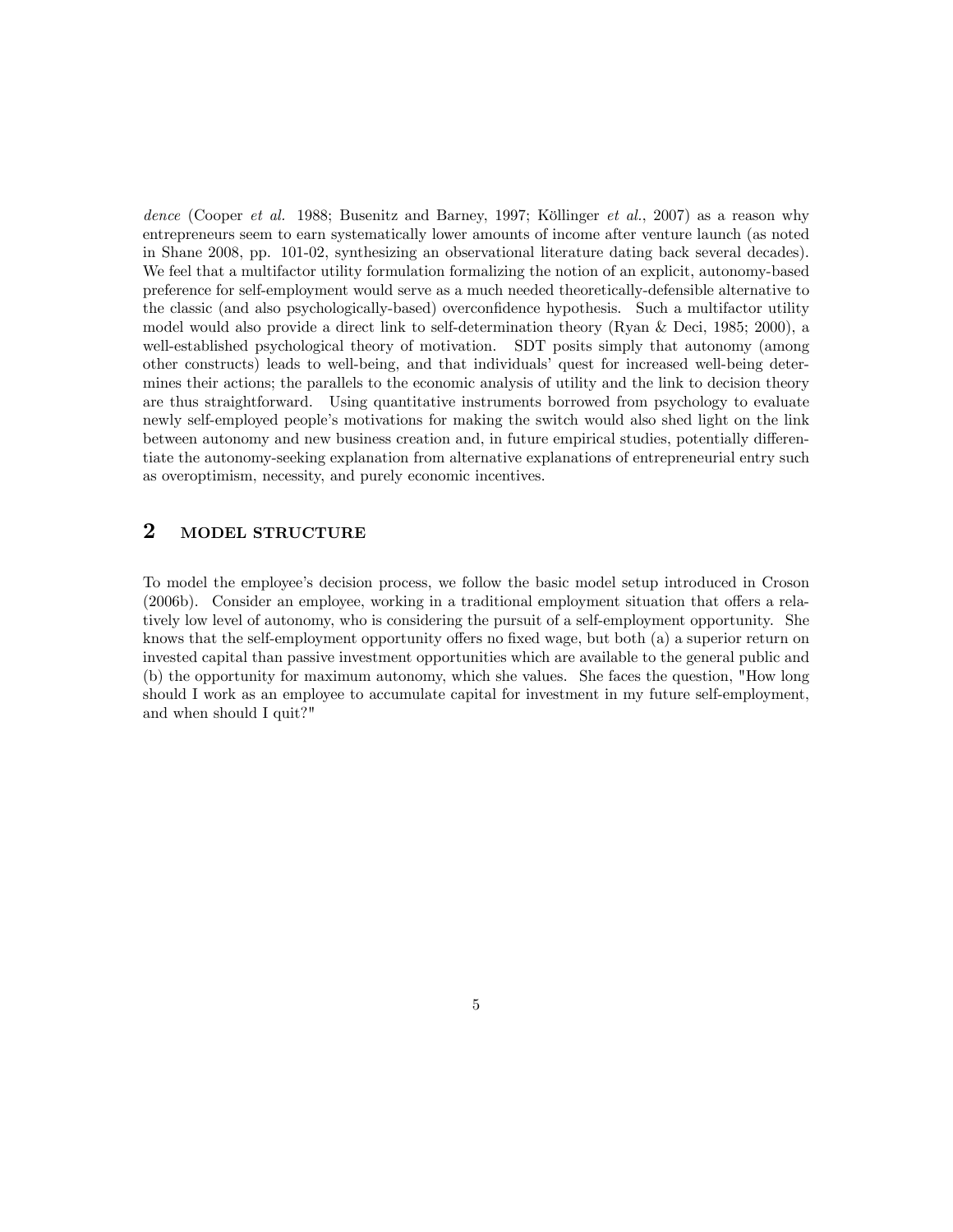*dence* (Cooper *et al.* 1988; Busenitz and Barney, 1997; Köllinger *et al.*, 2007) as a reason why entrepreneurs seem to earn systematically lower amounts of income after venture launch (as noted in Shane 2008, pp. 101-02, synthesizing an observational literature dating back several decades). We feel that a multifactor utility formulation formalizing the notion of an explicit, autonomy-based preference for self-employment would serve as a much needed theoretically-defensible alternative to the classic (and also psychologically-based) overconfidence hypothesis. Such a multifactor utility model would also provide a direct link to self-determination theory (Ryan & Deci, 1985; 2000), a well-established psychological theory of motivation. SDT posits simply that autonomy (among other constructs) leads to well-being, and that individuals' quest for increased well-being determines their actions; the parallels to the economic analysis of utility and the link to decision theory are thus straightforward. Using quantitative instruments borrowed from psychology to evaluate newly self-employed people's motivations for making the switch would also shed light on the link between autonomy and new business creation and, in future empirical studies, potentially differentiate the autonomy-seeking explanation from alternative explanations of entrepreneurial entry such as overoptimism, necessity, and purely economic incentives.

## 2 MODEL STRUCTURE

To model the employee's decision process, we follow the basic model setup introduced in Croson (2006b). Consider an employee, working in a traditional employment situation that offers a relatively low level of autonomy, who is considering the pursuit of a self-employment opportunity. She knows that the self-employment opportunity offers no fixed wage, but both (a) a superior return on invested capital than passive investment opportunities which are available to the general public and (b) the opportunity for maximum autonomy, which she values. She faces the question, "How long should I work as an employee to accumulate capital for investment in my future self-employment, and when should I quit?"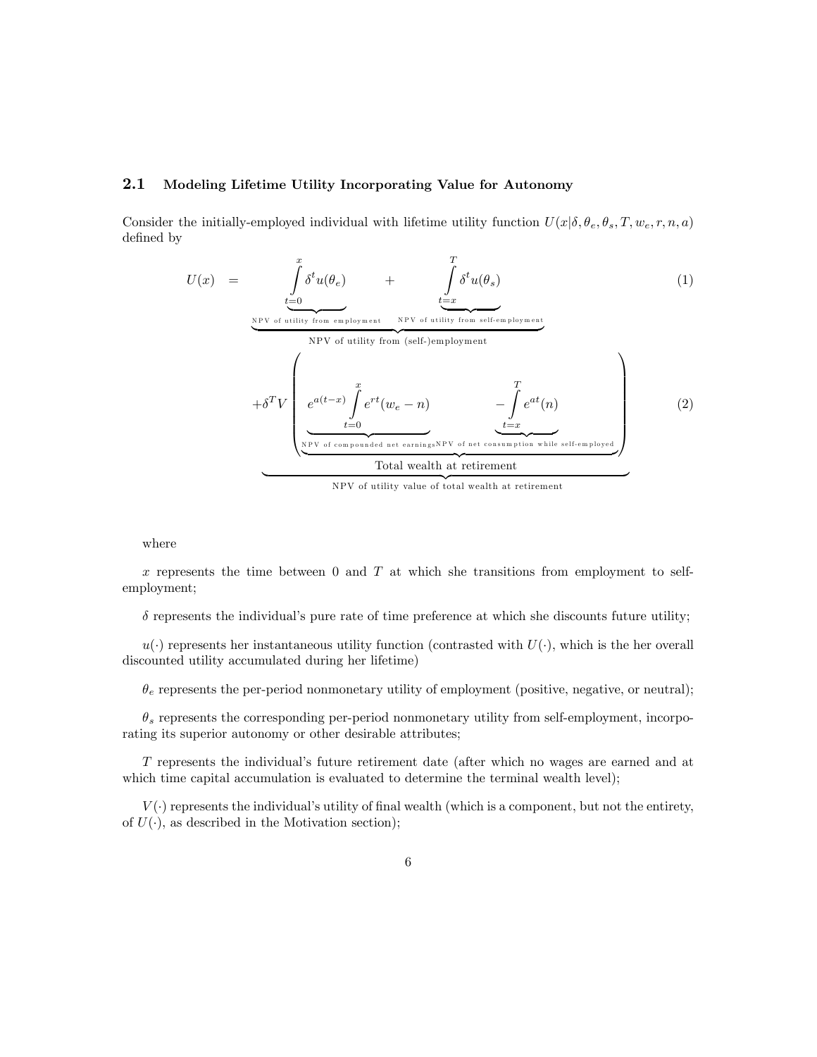### 2.1 Modeling Lifetime Utility Incorporating Value for Autonomy

Consider the initially-employed individual with lifetime utility function $U(x|\delta, \theta_e, \theta_s, T, w_e, r, n, a)$ defined by

$$U(x) = \underbrace{\underbrace{\int_{t=0}^{x} \delta^t u(\theta_e)}_{\text{NPV of utility from employment}} + \underbrace{\int_{t=x}^{T} \delta^t u(\theta_s)}_{\text{NPV of utility from self-employment}}}_{\text{NPV of utility from (self-)employment}} \tag{1}$$

$$\underbrace{+\delta^T V \left( \underbrace{\underbrace{e^{a(t-x)} \int_{t=0}^{x} e^{rt}(w_e - n)}_{\text{NPV of compounded net earnings}} \qquad - \underbrace{\int_{t=x}^{T} e^{at}(n)}_{\text{NPV of net consumption while self-employed}}}_{\text{Total wealth at retirement}} \right)}_{\text{NPV of utility value of total wealth at retirement}} \tag{2}$$

where

$x$ represents the time between 0 and $T$ at which she transitions from employment to self-employment;

$\delta$ represents the individual's pure rate of time preference at which she discounts future utility;

$u(\cdot)$ represents her instantaneous utility function (contrasted with $U(\cdot)$, which is the her overall discounted utility accumulated during her lifetime)

$\theta_e$ represents the per-period nonmonetary utility of employment (positive, negative, or neutral);

$\theta_s$ represents the corresponding per-period nonmonetary utility from self-employment, incorporating its superior autonomy or other desirable attributes;

$T$ represents the individual's future retirement date (after which no wages are earned and at which time capital accumulation is evaluated to determine the terminal wealth level);

$V(\cdot)$ represents the individual's utility of final wealth (which is a component, but not the entirety, of $U(\cdot)$, as described in the Motivation section);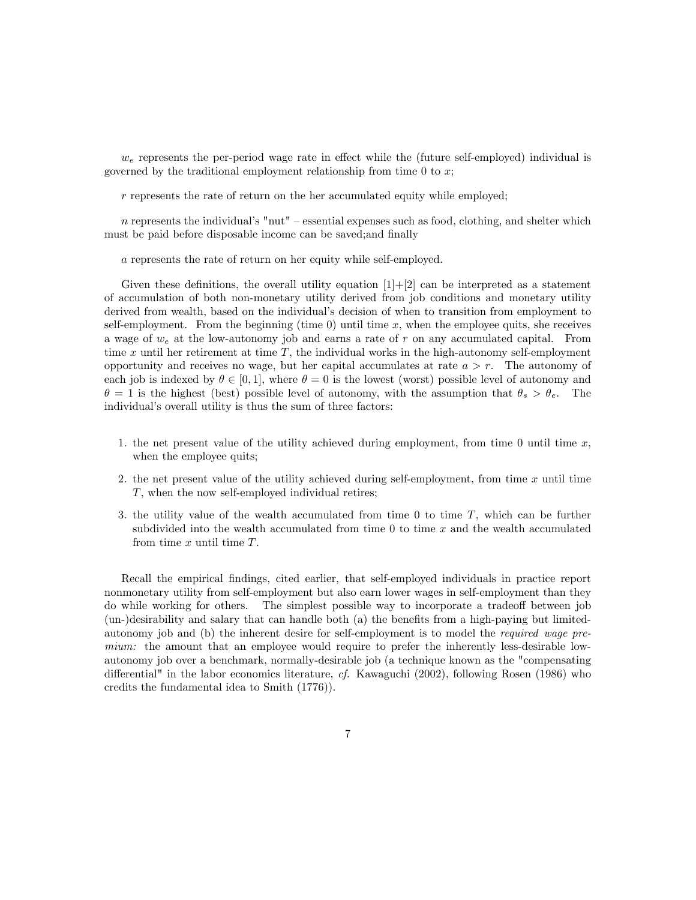$w_e$ represents the per-period wage rate in effect while the (future self-employed) individual is governed by the traditional employment relationship from time 0 to $x$;

$r$ represents the rate of return on the her accumulated equity while employed;

$n$ represents the individual's "nut" – essential expenses such as food, clothing, and shelter which must be paid before disposable income can be saved;and finally

$a$ represents the rate of return on her equity while self-employed.

Given these definitions, the overall utility equation [1]+[2] can be interpreted as a statement of accumulation of both non-monetary utility derived from job conditions and monetary utility derived from wealth, based on the individual's decision of when to transition from employment to self-employment. From the beginning (time 0) until time $x$, when the employee quits, she receives a wage of $w_e$ at the low-autonomy job and earns a rate of $r$ on any accumulated capital. From time $x$ until her retirement at time $T$, the individual works in the high-autonomy self-employment opportunity and receives no wage, but her capital accumulates at rate $a > r$. The autonomy of each job is indexed by $\theta \in [0, 1]$, where $\theta = 0$ is the lowest (worst) possible level of autonomy and $\theta = 1$ is the highest (best) possible level of autonomy, with the assumption that $\theta_s > \theta_e$. The individual's overall utility is thus the sum of three factors:

1. the net present value of the utility achieved during employment, from time 0 until time $x$, when the employee quits;
2. the net present value of the utility achieved during self-employment, from time $x$ until time $T$, when the now self-employed individual retires;
3. the utility value of the wealth accumulated from time 0 to time $T$, which can be further subdivided into the wealth accumulated from time 0 to time $x$ and the wealth accumulated from time $x$ until time $T$.

Recall the empirical findings, cited earlier, that self-employed individuals in practice report nonmonetary utility from self-employment but also earn lower wages in self-employment than they do while working for others. The simplest possible way to incorporate a tradeoff between job (un-)desirability and salary that can handle both (a) the benefits from a high-paying but limited-autonomy job and (b) the inherent desire for self-employment is to model the *required wage premium:* the amount that an employee would require to prefer the inherently less-desirable low-autonomy job over a benchmark, normally-desirable job (a technique known as the "compensating differential" in the labor economics literature, *cf.* Kawaguchi (2002), following Rosen (1986) who credits the fundamental idea to Smith (1776)).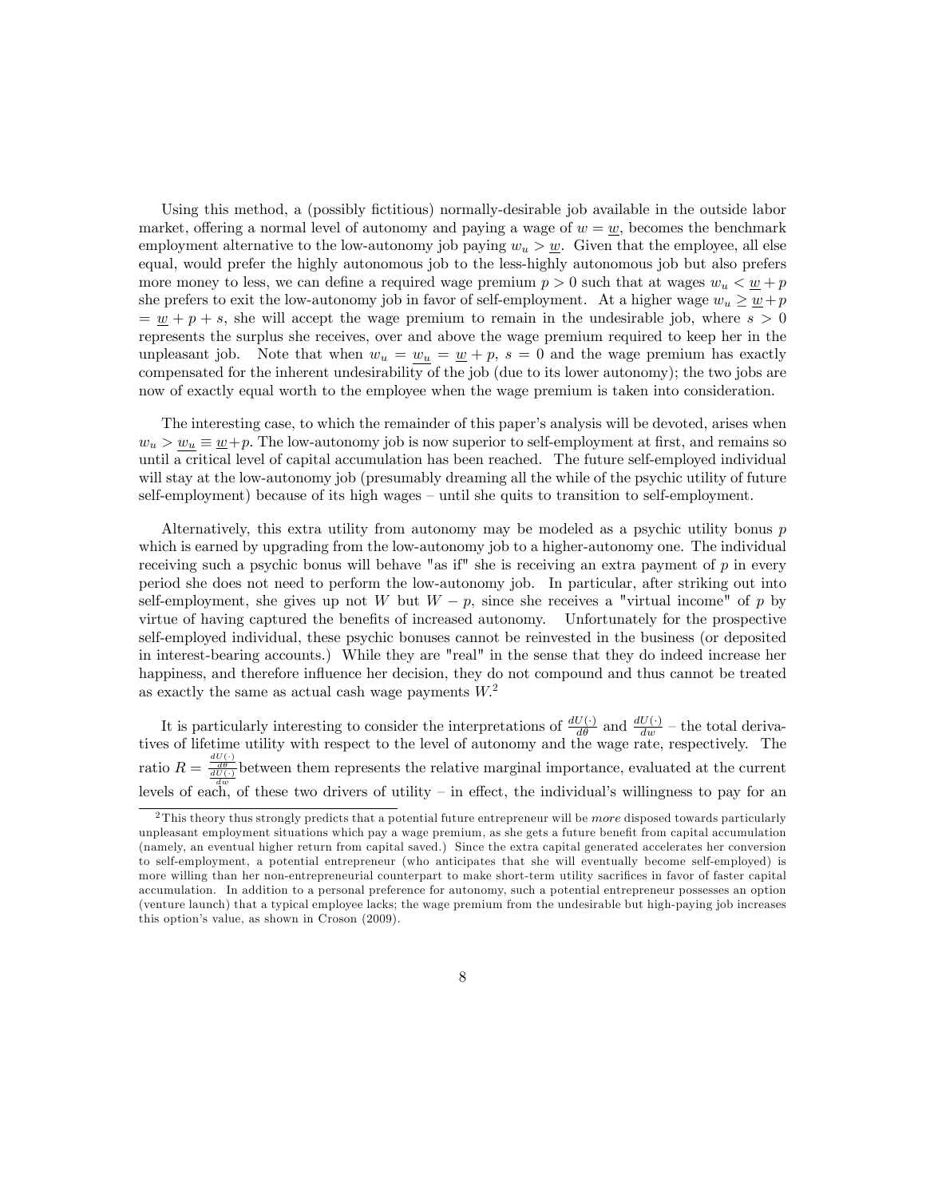Using this method, a (possibly fictitious) normally-desirable job available in the outside labor market, offering a normal level of autonomy and paying a wage of $w = \underline{w}$, becomes the benchmark employment alternative to the low-autonomy job paying $w_u > \underline{w}$. Given that the employee, all else equal, would prefer the highly autonomous job to the less-highly autonomous job but also prefers more money to less, we can define a required wage premium $p > 0$ such that at wages $w_u < \underline{w} + p$ she prefers to exit the low-autonomy job in favor of self-employment. At a higher wage $w_u \geq \underline{w} + p = \underline{w} + p + s$, she will accept the wage premium to remain in the undesirable job, where $s > 0$ represents the surplus she receives, over and above the wage premium required to keep her in the unpleasant job. Note that when $w_u = \underline{w_u} = \underline{w} + p$, $s = 0$ and the wage premium has exactly compensated for the inherent undesirability of the job (due to its lower autonomy); the two jobs are now of exactly equal worth to the employee when the wage premium is taken into consideration.

The interesting case, to which the remainder of this paper's analysis will be devoted, arises when $w_u > \underline{w_u} \equiv \underline{w} + p$. The low-autonomy job is now superior to self-employment at first, and remains so until a critical level of capital accumulation has been reached. The future self-employed individual will stay at the low-autonomy job (presumably dreaming all the while of the psychic utility of future self-employment) because of its high wages – until she quits to transition to self-employment.

Alternatively, this extra utility from autonomy may be modeled as a psychic utility bonus $p$ which is earned by upgrading from the low-autonomy job to a higher-autonomy one. The individual receiving such a psychic bonus will behave "as if" she is receiving an extra payment of $p$ in every period she does not need to perform the low-autonomy job. In particular, after striking out into self-employment, she gives up not $W$ but $W - p$, since she receives a "virtual income" of $p$ by virtue of having captured the benefits of increased autonomy. Unfortunately for the prospective self-employed individual, these psychic bonuses cannot be reinvested in the business (or deposited in interest-bearing accounts.) While they are "real" in the sense that they do indeed increase her happiness, and therefore influence her decision, they do not compound and thus cannot be treated as exactly the same as actual cash wage payments $W$.[2]

It is particularly interesting to consider the interpretations of $\frac{dU(\cdot)}{d\theta}$ and $\frac{dU(\cdot)}{dw}$ – the total derivatives of lifetime utility with respect to the level of autonomy and the wage rate, respectively. The ratio $R = \frac{\frac{dU(\cdot)}{d\theta}}{\frac{dU(\cdot)}{dw}}$ between them represents the relative marginal importance, evaluated at the current levels of each, of these two drivers of utility – in effect, the individual's willingness to pay for an

[2] This theory thus strongly predicts that a potential future entrepreneur will be *more* disposed towards particularly unpleasant employment situations which pay a wage premium, as she gets a future benefit from capital accumulation (namely, an eventual higher return from capital saved.) Since the extra capital generated accelerates her conversion to self-employment, a potential entrepreneur (who anticipates that she will eventually become self-employed) is more willing than her non-entrepreneurial counterpart to make short-term utility sacrifices in favor of faster capital accumulation. In addition to a personal preference for autonomy, such a potential entrepreneur possesses an option (venture launch) that a typical employee lacks; the wage premium from the undesirable but high-paying job increases this option's value, as shown in Croson (2009).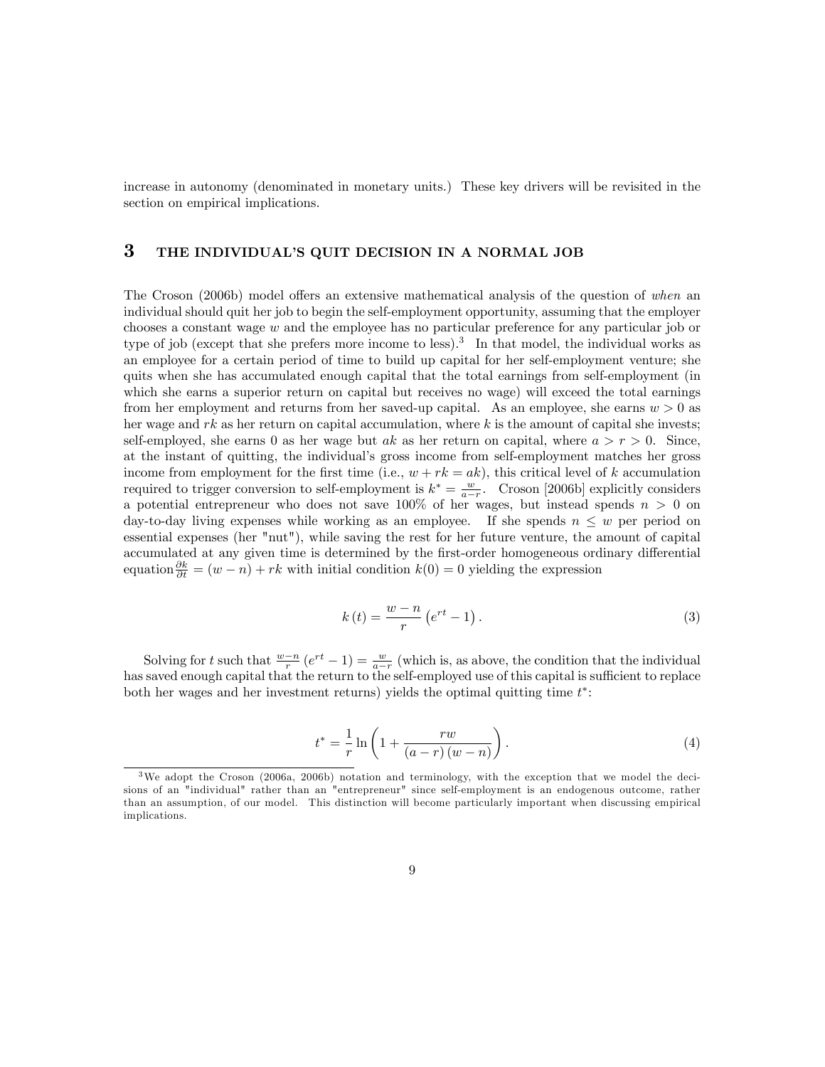increase in autonomy (denominated in monetary units.) These key drivers will be revisited in the section on empirical implications.

## 3 THE INDIVIDUAL'S QUIT DECISION IN A NORMAL JOB

The Croson (2006b) model offers an extensive mathematical analysis of the question of *when* an individual should quit her job to begin the self-employment opportunity, assuming that the employer chooses a constant wage $w$ and the employee has no particular preference for any particular job or type of job (except that she prefers more income to less).[3] In that model, the individual works as an employee for a certain period of time to build up capital for her self-employment venture; she quits when she has accumulated enough capital that the total earnings from self-employment (in which she earns a superior return on capital but receives no wage) will exceed the total earnings from her employment and returns from her saved-up capital. As an employee, she earns $w > 0$ as her wage and $rk$ as her return on capital accumulation, where $k$ is the amount of capital she invests; self-employed, she earns 0 as her wage but $ak$ as her return on capital, where $a > r > 0$. Since, at the instant of quitting, the individual's gross income from self-employment matches her gross income from employment for the first time (i.e., $w + rk = ak$), this critical level of $k$ accumulation required to trigger conversion to self-employment is $k^* = \frac{w}{a-r}$. Croson [2006b] explicitly considers a potential entrepreneur who does not save 100% of her wages, but instead spends $n > 0$ on day-to-day living expenses while working as an employee. If she spends $n \leq w$ per period on essential expenses (her "nut"), while saving the rest for her future venture, the amount of capital accumulated at any given time is determined by the first-order homogeneous ordinary differential equation $\frac{\partial k}{\partial t} = (w - n) + rk$ with initial condition $k(0) = 0$ yielding the expression

$$k(t) = \frac{w-n}{r}\left(e^{rt} - 1\right). \tag{3}$$

Solving for $t$ such that $\frac{w-n}{r}\left(e^{rt} - 1\right) = \frac{w}{a-r}$ (which is, as above, the condition that the individual has saved enough capital that the return to the self-employed use of this capital is sufficient to replace both her wages and her investment returns) yields the optimal quitting time $t^*$:

$$t^* = \frac{1}{r}\ln\left(1 + \frac{rw}{(a-r)(w-n)}\right). \tag{4}$$

[3] We adopt the Croson (2006a, 2006b) notation and terminology, with the exception that we model the decisions of an "individual" rather than an "entrepreneur" since self-employment is an endogenous outcome, rather than an assumption, of our model. This distinction will become particularly important when discussing empirical implications.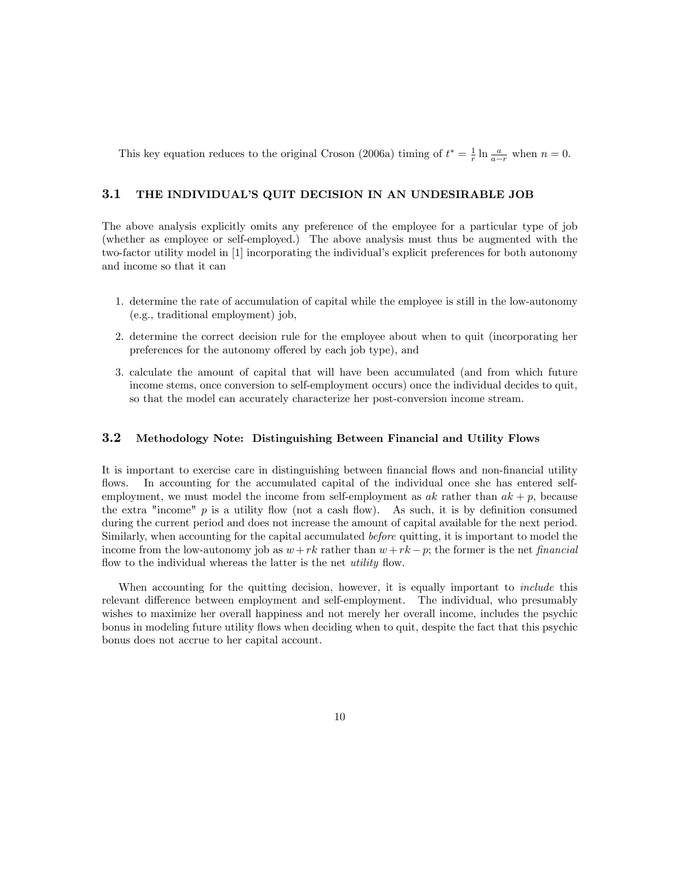This key equation reduces to the original Croson (2006a) timing of $t^* = \frac{1}{r} \ln \frac{a}{a-r}$ when $n = 0$.

## 3.1 THE INDIVIDUAL'S QUIT DECISION IN AN UNDESIRABLE JOB

The above analysis explicitly omits any preference of the employee for a particular type of job (whether as employee or self-employed.) The above analysis must thus be augmented with the two-factor utility model in [1] incorporating the individual's explicit preferences for both autonomy and income so that it can

1. determine the rate of accumulation of capital while the employee is still in the low-autonomy (e.g., traditional employment) job,
2. determine the correct decision rule for the employee about when to quit (incorporating her preferences for the autonomy offered by each job type), and
3. calculate the amount of capital that will have been accumulated (and from which future income stems, once conversion to self-employment occurs) once the individual decides to quit, so that the model can accurately characterize her post-conversion income stream.

## 3.2 Methodology Note: Distinguishing Between Financial and Utility Flows

It is important to exercise care in distinguishing between financial flows and non-financial utility flows. In accounting for the accumulated capital of the individual once she has entered self-employment, we must model the income from self-employment as $ak$ rather than $ak + p$, because the extra "income" $p$ is a utility flow (not a cash flow). As such, it is by definition consumed during the current period and does not increase the amount of capital available for the next period. Similarly, when accounting for the capital accumulated *before* quitting, it is important to model the income from the low-autonomy job as $w + rk$ rather than $w + rk - p$; the former is the net *financial* flow to the individual whereas the latter is the net *utility* flow.

When accounting for the quitting decision, however, it is equally important to *include* this relevant difference between employment and self-employment. The individual, who presumably wishes to maximize her overall happiness and not merely her overall income, includes the psychic bonus in modeling future utility flows when deciding when to quit, despite the fact that this psychic bonus does not accrue to her capital account.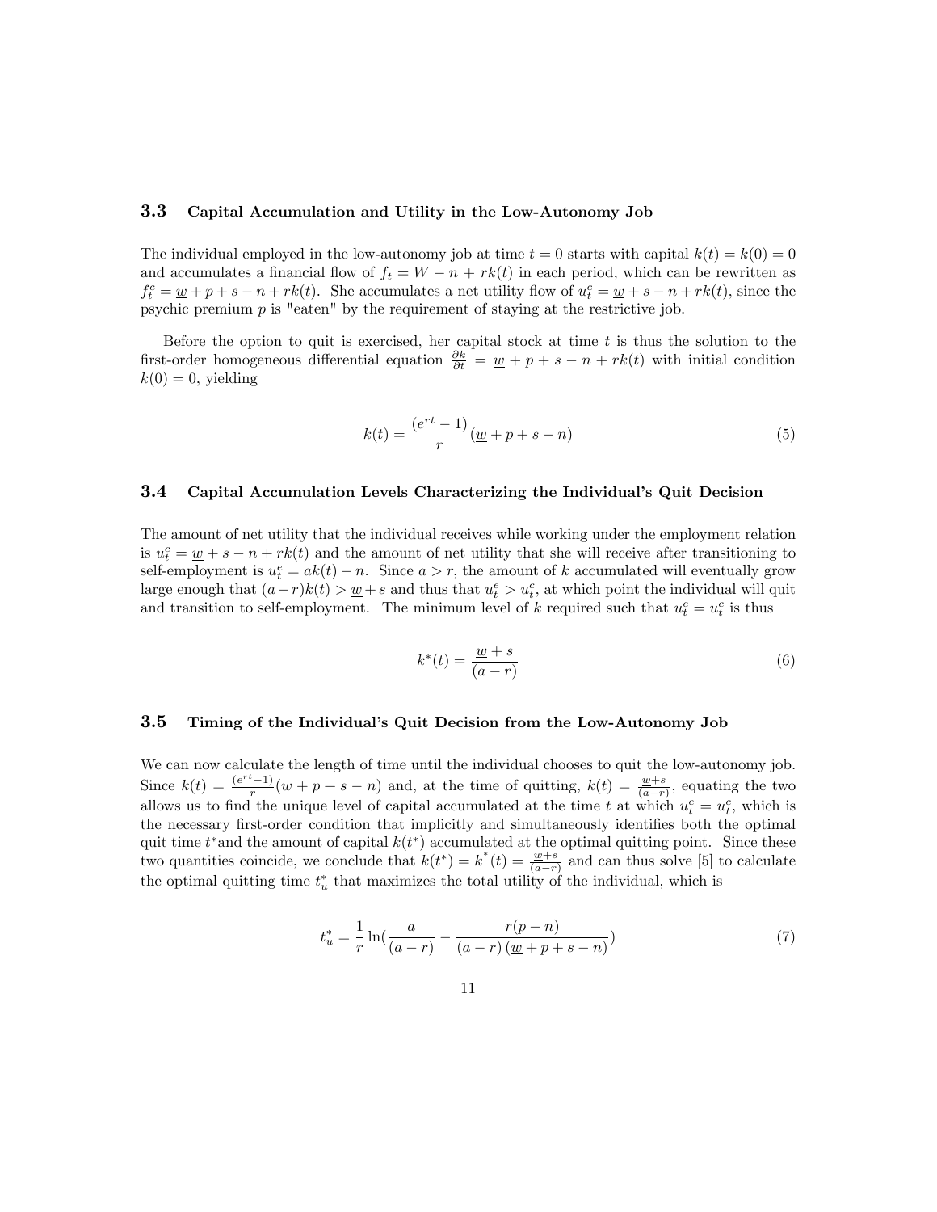### 3.3 Capital Accumulation and Utility in the Low-Autonomy Job

The individual employed in the low-autonomy job at time $t = 0$ starts with capital $k(t) = k(0) = 0$ and accumulates a financial flow of $f_t = W - n + rk(t)$ in each period, which can be rewritten as $f_t^c = \underline{w} + p + s - n + rk(t)$. She accumulates a net utility flow of $u_t^c = \underline{w} + s - n + rk(t)$, since the psychic premium $p$ is "eaten" by the requirement of staying at the restrictive job.

Before the option to quit is exercised, her capital stock at time $t$ is thus the solution to the first-order homogeneous differential equation $\frac{\partial k}{\partial t} = \underline{w} + p + s - n + rk(t)$ with initial condition $k(0) = 0$, yielding

$$k(t) = \frac{(e^{rt} - 1)}{r}(\underline{w} + p + s - n) \tag{5}$$

### 3.4 Capital Accumulation Levels Characterizing the Individual's Quit Decision

The amount of net utility that the individual receives while working under the employment relation is $u_t^c = \underline{w} + s - n + rk(t)$ and the amount of net utility that she will receive after transitioning to self-employment is $u_t^e = ak(t) - n$. Since $a > r$, the amount of $k$ accumulated will eventually grow large enough that $(a - r)k(t) > \underline{w} + s$ and thus that $u_t^e > u_t^c$, at which point the individual will quit and transition to self-employment. The minimum level of $k$ required such that $u_t^e = u_t^c$ is thus

$$k^*(t) = \frac{\underline{w} + s}{(a - r)} \tag{6}$$

### 3.5 Timing of the Individual's Quit Decision from the Low-Autonomy Job

We can now calculate the length of time until the individual chooses to quit the low-autonomy job. Since $k(t) = \frac{(e^{rt}-1)}{r}(\underline{w} + p + s - n)$ and, at the time of quitting, $k(t) = \frac{\underline{w}+s}{(a-r)}$, equating the two allows us to find the unique level of capital accumulated at the time $t$ at which $u_t^e = u_t^c$, which is the necessary first-order condition that implicitly and simultaneously identifies both the optimal quit time $t^*$and the amount of capital $k(t^*)$ accumulated at the optimal quitting point. Since these two quantities coincide, we conclude that $k(t^*) = k^*(t) = \frac{\underline{w}+s}{(a-r)}$ and can thus solve [5] to calculate the optimal quitting time $t_u^*$ that maximizes the total utility of the individual, which is

$$t_u^* = \frac{1}{r}\ln\left(\frac{a}{(a-r)} - \frac{r(p-n)}{(a-r)(\underline{w} + p + s - n)}\right) \tag{7}$$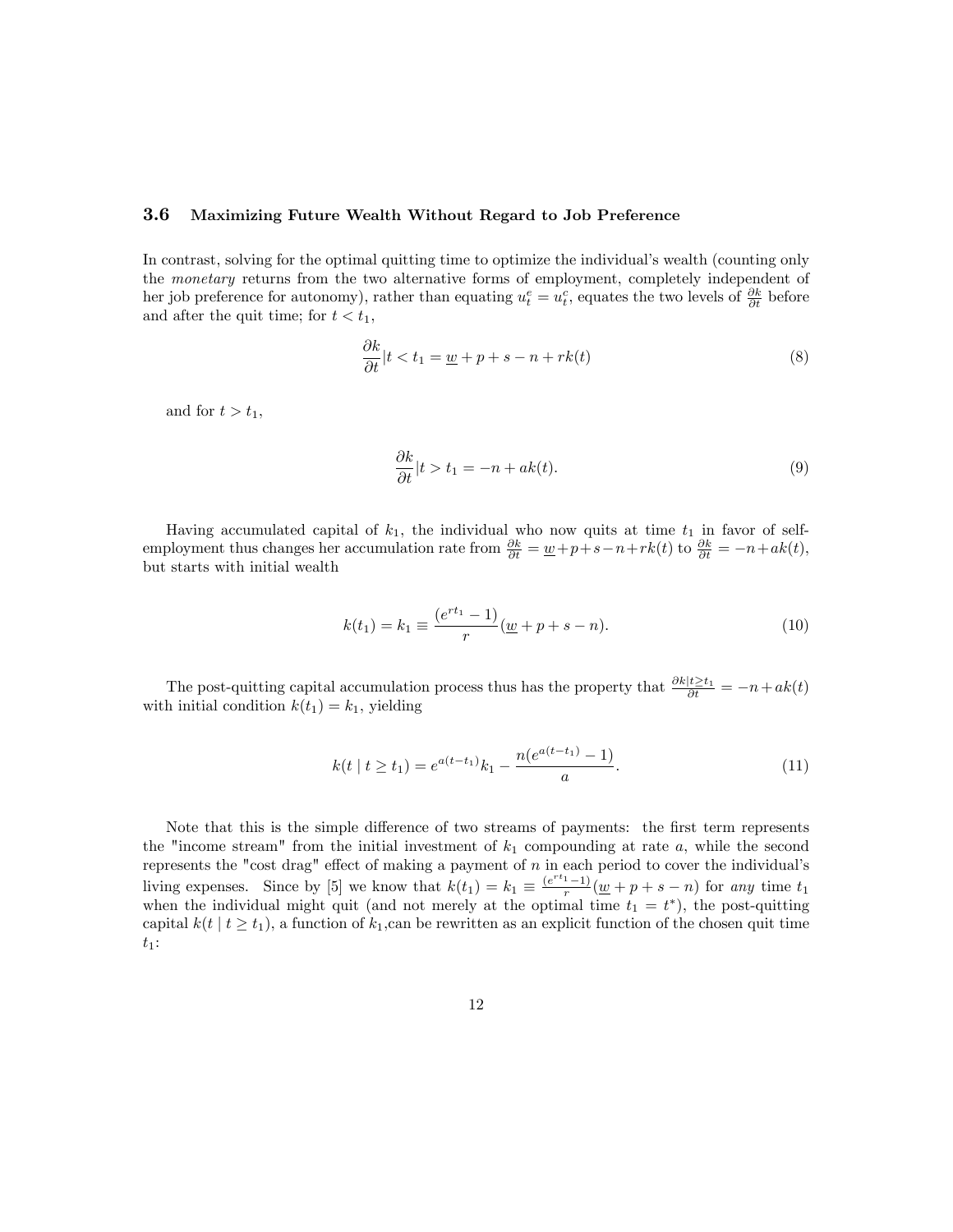### 3.6 Maximizing Future Wealth Without Regard to Job Preference

In contrast, solving for the optimal quitting time to optimize the individual's wealth (counting only the *monetary* returns from the two alternative forms of employment, completely independent of her job preference for autonomy), rather than equating $u_t^e = u_t^c$, equates the two levels of $\frac{\partial k}{\partial t}$ before and after the quit time; for $t < t_1$,

$$\frac{\partial k}{\partial t}|t < t_1 = \underline{w} + p + s - n + rk(t) \tag{8}$$

and for $t > t_1$,

$$\frac{\partial k}{\partial t}|t > t_1 = -n + ak(t). \tag{9}$$

Having accumulated capital of $k_1$, the individual who now quits at time $t_1$ in favor of self-employment thus changes her accumulation rate from $\frac{\partial k}{\partial t} = \underline{w} + p + s - n + rk(t)$ to $\frac{\partial k}{\partial t} = -n + ak(t)$, but starts with initial wealth

$$k(t_1) = k_1 \equiv \frac{(e^{rt_1} - 1)}{r}(\underline{w} + p + s - n). \tag{10}$$

The post-quitting capital accumulation process thus has the property that $\frac{\partial k|t \geq t_1}{\partial t} = -n + ak(t)$ with initial condition $k(t_1) = k_1$, yielding

$$k(t \mid t \geq t_1) = e^{a(t-t_1)}k_1 - \frac{n(e^{a(t-t_1)} - 1)}{a}. \tag{11}$$

Note that this is the simple difference of two streams of payments: the first term represents the "income stream" from the initial investment of $k_1$ compounding at rate $a$, while the second represents the "cost drag" effect of making a payment of $n$ in each period to cover the individual's living expenses. Since by [5] we know that $k(t_1) = k_1 \equiv \frac{(e^{rt_1}-1)}{r}(\underline{w} + p + s - n)$ for *any* time $t_1$ when the individual might quit (and not merely at the optimal time $t_1 = t^*$), the post-quitting capital $k(t \mid t \geq t_1)$, a function of $k_1$,can be rewritten as an explicit function of the chosen quit time $t_1$: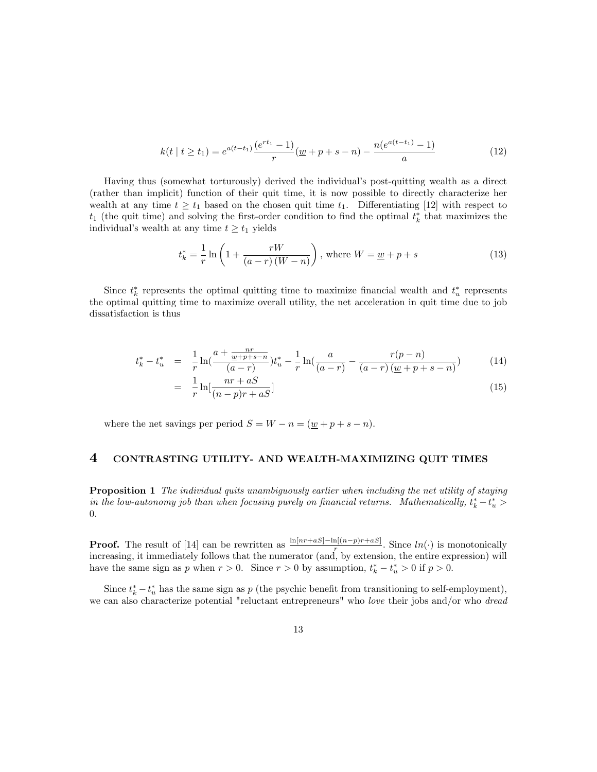$$k(t \mid t \geq t_1) = e^{a(t-t_1)} \frac{(e^{rt_1} - 1)}{r} (\underline{w} + p + s - n) - \frac{n(e^{a(t-t_1)} - 1)}{a} \tag{12}$$

Having thus (somewhat torturously) derived the individual's post-quitting wealth as a direct (rather than implicit) function of their quit time, it is now possible to directly characterize her wealth at any time $t \geq t_1$ based on the chosen quit time $t_1$. Differentiating [12] with respect to $t_1$ (the quit time) and solving the first-order condition to find the optimal $t_k^*$ that maximizes the individual's wealth at any time $t \geq t_1$ yields

$$t_k^* = \frac{1}{r} \ln \left( 1 + \frac{rW}{(a-r)(W-n)} \right), \text{ where } W = \underline{w} + p + s \tag{13}$$

Since $t_k^*$ represents the optimal quitting time to maximize financial wealth and $t_u^*$ represents the optimal quitting time to maximize overall utility, the net acceleration in quit time due to job dissatisfaction is thus

$$t_k^* - t_u^* = \frac{1}{r} \ln( \frac{a + \frac{nr}{\underline{w}+p+s-n}}{(a-r)} ) t_u^* - \frac{1}{r} \ln( \frac{a}{(a-r)} - \frac{r(p-n)}{(a-r)(\underline{w} + p + s - n)} ) \tag{14}$$

$$= \frac{1}{r} \ln[ \frac{nr + aS}{(n-p)r + aS} ] \tag{15}$$

where the net savings per period $S = W - n = (\underline{w} + p + s - n)$.

## 4 CONTRASTING UTILITY- AND WEALTH-MAXIMIZING QUIT TIMES

**Proposition 1** *The individual quits unambiguously earlier when including the net utility of staying in the low-autonomy job than when focusing purely on financial returns. Mathematically, $t_k^* - t_u^* > 0$.*

**Proof.** The result of [14] can be rewritten as $\frac{\ln[nr+aS] - \ln[(n-p)r+aS]}{r}$. Since $ln(\cdot)$ is monotonically increasing, it immediately follows that the numerator (and, by extension, the entire expression) will have the same sign as $p$ when $r > 0$. Since $r > 0$ by assumption, $t_k^* - t_u^* > 0$ if $p > 0$.

Since $t_k^* - t_u^*$ has the same sign as $p$ (the psychic benefit from transitioning to self-employment), we can also characterize potential "reluctant entrepreneurs" who *love* their jobs and/or who *dread*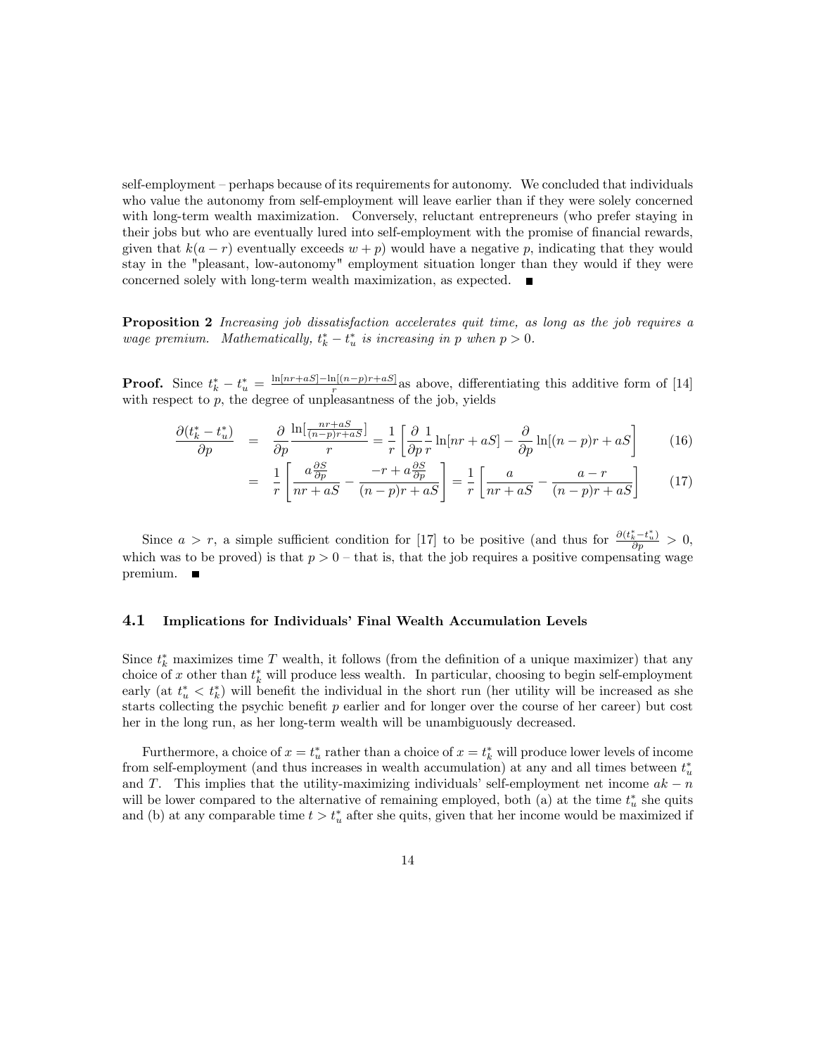self-employment – perhaps because of its requirements for autonomy. We concluded that individuals who value the autonomy from self-employment will leave earlier than if they were solely concerned with long-term wealth maximization. Conversely, reluctant entrepreneurs (who prefer staying in their jobs but who are eventually lured into self-employment with the promise of financial rewards, given that $k(a-r)$ eventually exceeds $w+p$) would have a negative $p$, indicating that they would stay in the "pleasant, low-autonomy" employment situation longer than they would if they were concerned solely with long-term wealth maximization, as expected. ■

**Proposition 2** *Increasing job dissatisfaction accelerates quit time, as long as the job requires a wage premium. Mathematically, $t_k^* - t_u^*$ is increasing in $p$ when $p > 0$.*

**Proof.** Since $t_k^* - t_u^* = \frac{\ln[nr+aS] - \ln[(n-p)r+aS]}{r}$ as above, differentiating this additive form of [14] with respect to $p$, the degree of unpleasantness of the job, yields

$$\frac{\partial(t_k^* - t_u^*)}{\partial p} = \frac{\partial}{\partial p}\frac{\ln[\frac{nr+aS}{(n-p)r+aS}]}{r} = \frac{1}{r}\left[\frac{\partial}{\partial p}\frac{1}{r}\ln[nr+aS] - \frac{\partial}{\partial p}\ln[(n-p)r+aS]\right] \tag{16}$$

$$= \frac{1}{r}\left[\frac{a\frac{\partial S}{\partial p}}{nr+aS} - \frac{-r+a\frac{\partial S}{\partial p}}{(n-p)r+aS}\right] = \frac{1}{r}\left[\frac{a}{nr+aS} - \frac{a-r}{(n-p)r+aS}\right] \tag{17}$$

Since $a > r$, a simple sufficient condition for [17] to be positive (and thus for $\frac{\partial(t_k^* - t_u^*)}{\partial p} > 0$, which was to be proved) is that $p > 0$ – that is, that the job requires a positive compensating wage premium. ■

### 4.1 Implications for Individuals' Final Wealth Accumulation Levels

Since $t_k^*$ maximizes time $T$ wealth, it follows (from the definition of a unique maximizer) that any choice of $x$ other than $t_k^*$ will produce less wealth. In particular, choosing to begin self-employment early (at $t_u^* < t_k^*$) will benefit the individual in the short run (her utility will be increased as she starts collecting the psychic benefit $p$ earlier and for longer over the course of her career) but cost her in the long run, as her long-term wealth will be unambiguously decreased.

Furthermore, a choice of $x = t_u^*$ rather than a choice of $x = t_k^*$ will produce lower levels of income from self-employment (and thus increases in wealth accumulation) at any and all times between $t_u^*$ and $T$. This implies that the utility-maximizing individuals' self-employment net income $ak - n$ will be lower compared to the alternative of remaining employed, both (a) at the time $t_u^*$ she quits and (b) at any comparable time $t > t_u^*$ after she quits, given that her income would be maximized if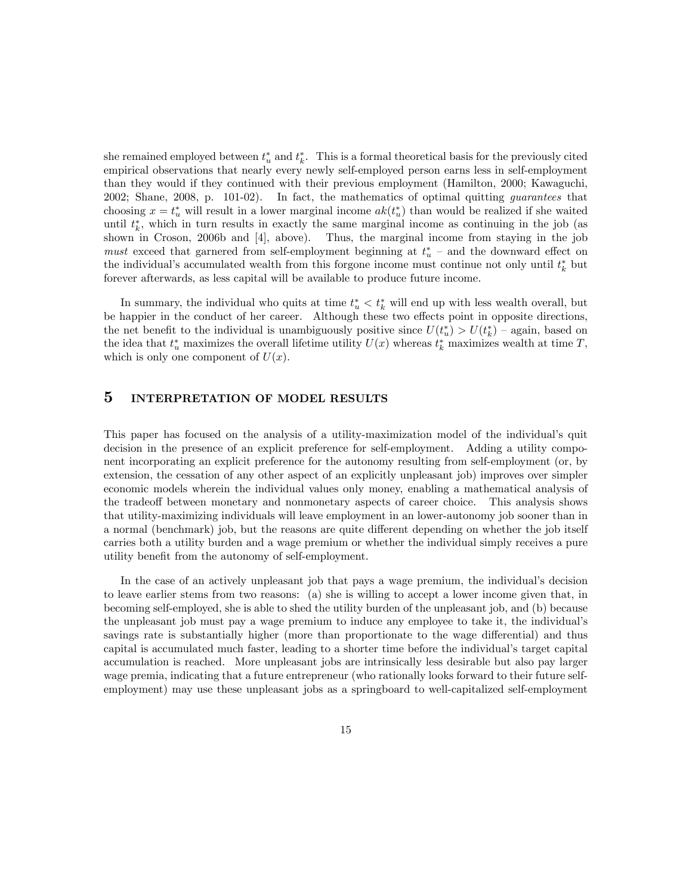she remained employed between $t_u^*$ and $t_k^*$. This is a formal theoretical basis for the previously cited empirical observations that nearly every newly self-employed person earns less in self-employment than they would if they continued with their previous employment (Hamilton, 2000; Kawaguchi, 2002; Shane, 2008, p. 101-02). In fact, the mathematics of optimal quitting *guarantees* that choosing $x = t_u^*$ will result in a lower marginal income $ak(t_u^*)$ than would be realized if she waited until $t_k^*$, which in turn results in exactly the same marginal income as continuing in the job (as shown in Croson, 2006b and [4], above). Thus, the marginal income from staying in the job *must* exceed that garnered from self-employment beginning at $t_u^*$ – and the downward effect on the individual's accumulated wealth from this forgone income must continue not only until $t_k^*$ but forever afterwards, as less capital will be available to produce future income.

In summary, the individual who quits at time $t_u^* < t_k^*$ will end up with less wealth overall, but be happier in the conduct of her career. Although these two effects point in opposite directions, the net benefit to the individual is unambiguously positive since $U(t_u^*) > U(t_k^*)$ – again, based on the idea that $t_u^*$ maximizes the overall lifetime utility $U(x)$ whereas $t_k^*$ maximizes wealth at time $T$, which is only one component of $U(x)$.

# 5 INTERPRETATION OF MODEL RESULTS

This paper has focused on the analysis of a utility-maximization model of the individual's quit decision in the presence of an explicit preference for self-employment. Adding a utility component incorporating an explicit preference for the autonomy resulting from self-employment (or, by extension, the cessation of any other aspect of an explicitly unpleasant job) improves over simpler economic models wherein the individual values only money, enabling a mathematical analysis of the tradeoff between monetary and nonmonetary aspects of career choice. This analysis shows that utility-maximizing individuals will leave employment in an lower-autonomy job sooner than in a normal (benchmark) job, but the reasons are quite different depending on whether the job itself carries both a utility burden and a wage premium or whether the individual simply receives a pure utility benefit from the autonomy of self-employment.

In the case of an actively unpleasant job that pays a wage premium, the individual's decision to leave earlier stems from two reasons: (a) she is willing to accept a lower income given that, in becoming self-employed, she is able to shed the utility burden of the unpleasant job, and (b) because the unpleasant job must pay a wage premium to induce any employee to take it, the individual's savings rate is substantially higher (more than proportionate to the wage differential) and thus capital is accumulated much faster, leading to a shorter time before the individual's target capital accumulation is reached. More unpleasant jobs are intrinsically less desirable but also pay larger wage premia, indicating that a future entrepreneur (who rationally looks forward to their future self-employment) may use these unpleasant jobs as a springboard to well-capitalized self-employment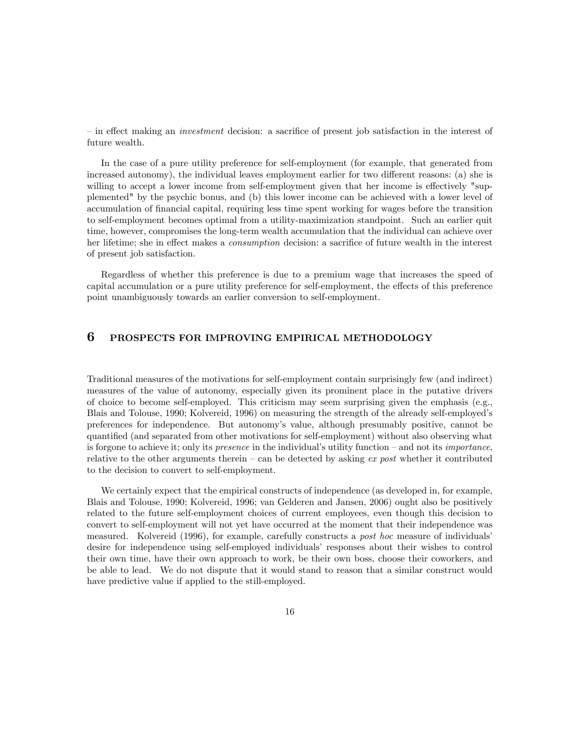– in effect making an *investment* decision: a sacrifice of present job satisfaction in the interest of future wealth.

In the case of a pure utility preference for self-employment (for example, that generated from increased autonomy), the individual leaves employment earlier for two different reasons: (a) she is willing to accept a lower income from self-employment given that her income is effectively "supplemented" by the psychic bonus, and (b) this lower income can be achieved with a lower level of accumulation of financial capital, requiring less time spent working for wages before the transition to self-employment becomes optimal from a utility-maximization standpoint. Such an earlier quit time, however, compromises the long-term wealth accumulation that the individual can achieve over her lifetime; she in effect makes a *consumption* decision: a sacrifice of future wealth in the interest of present job satisfaction.

Regardless of whether this preference is due to a premium wage that increases the speed of capital accumulation or a pure utility preference for self-employment, the effects of this preference point unambiguously towards an earlier conversion to self-employment.

## 6 PROSPECTS FOR IMPROVING EMPIRICAL METHODOLOGY

Traditional measures of the motivations for self-employment contain surprisingly few (and indirect) measures of the value of autonomy, especially given its prominent place in the putative drivers of choice to become self-employed. This criticism may seem surprising given the emphasis (e.g., Blais and Tolouse, 1990; Kolvereid, 1996) on measuring the strength of the already self-employed's preferences for independence. But autonomy's value, although presumably positive, cannot be quantified (and separated from other motivations for self-employment) without also observing what is forgone to achieve it; only its *presence* in the individual's utility function – and not its *importance*, relative to the other arguments therein – can be detected by asking *ex post* whether it contributed to the decision to convert to self-employment.

We certainly expect that the empirical constructs of independence (as developed in, for example, Blais and Tolouse, 1990; Kolvereid, 1996; van Gelderen and Jansen, 2006) ought also be positively related to the future self-employment choices of current employees, even though this decision to convert to self-employment will not yet have occurred at the moment that their independence was measured. Kolvereid (1996), for example, carefully constructs a *post hoc* measure of individuals' desire for independence using self-employed individuals' responses about their wishes to control their own time, have their own approach to work, be their own boss, choose their coworkers, and be able to lead. We do not dispute that it would stand to reason that a similar construct would have predictive value if applied to the still-employed.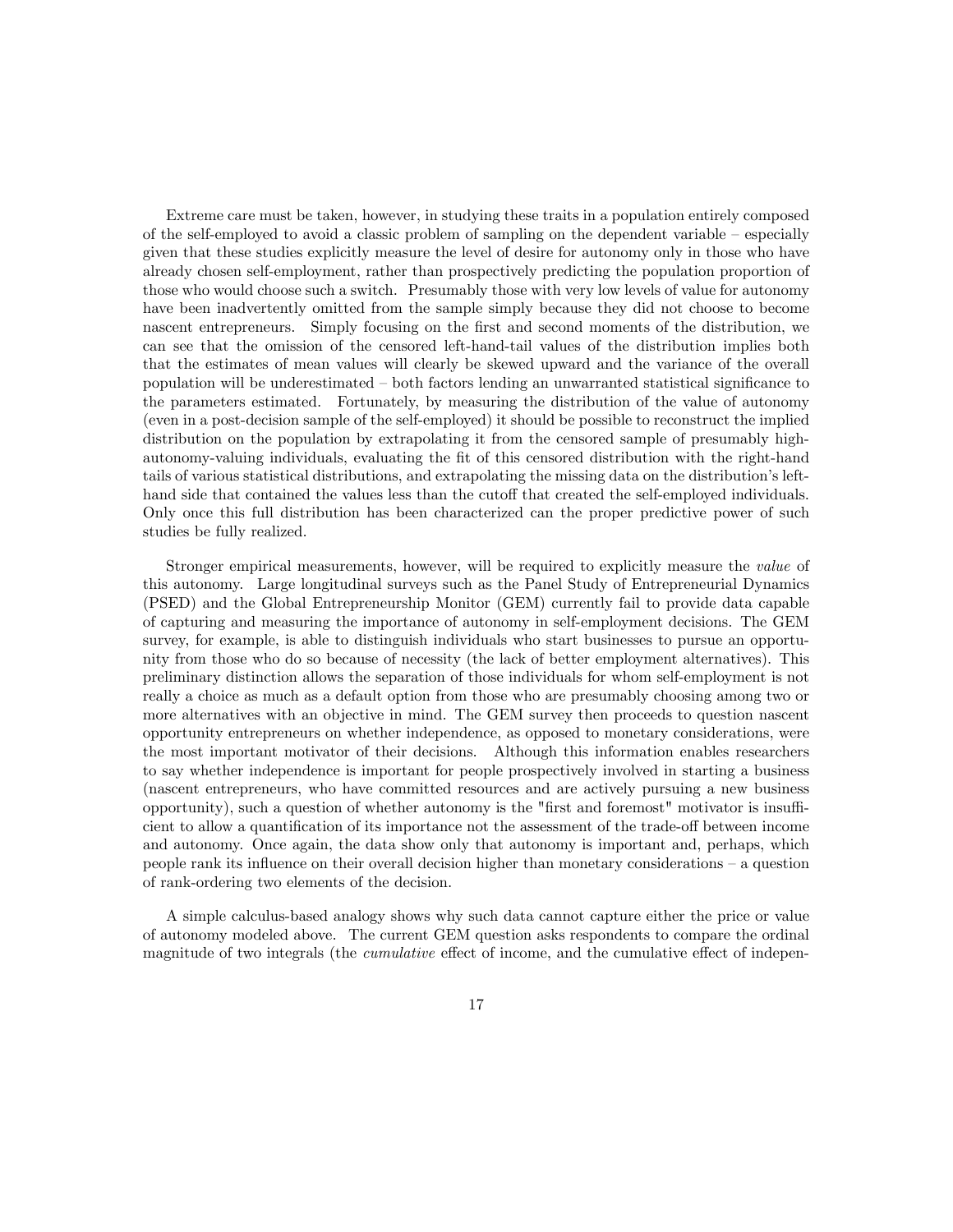Extreme care must be taken, however, in studying these traits in a population entirely composed of the self-employed to avoid a classic problem of sampling on the dependent variable – especially given that these studies explicitly measure the level of desire for autonomy only in those who have already chosen self-employment, rather than prospectively predicting the population proportion of those who would choose such a switch. Presumably those with very low levels of value for autonomy have been inadvertently omitted from the sample simply because they did not choose to become nascent entrepreneurs. Simply focusing on the first and second moments of the distribution, we can see that the omission of the censored left-hand-tail values of the distribution implies both that the estimates of mean values will clearly be skewed upward and the variance of the overall population will be underestimated – both factors lending an unwarranted statistical significance to the parameters estimated. Fortunately, by measuring the distribution of the value of autonomy (even in a post-decision sample of the self-employed) it should be possible to reconstruct the implied distribution on the population by extrapolating it from the censored sample of presumably high-autonomy-valuing individuals, evaluating the fit of this censored distribution with the right-hand tails of various statistical distributions, and extrapolating the missing data on the distribution's left-hand side that contained the values less than the cutoff that created the self-employed individuals. Only once this full distribution has been characterized can the proper predictive power of such studies be fully realized.

Stronger empirical measurements, however, will be required to explicitly measure the *value* of this autonomy. Large longitudinal surveys such as the Panel Study of Entrepreneurial Dynamics (PSED) and the Global Entrepreneurship Monitor (GEM) currently fail to provide data capable of capturing and measuring the importance of autonomy in self-employment decisions. The GEM survey, for example, is able to distinguish individuals who start businesses to pursue an opportunity from those who do so because of necessity (the lack of better employment alternatives). This preliminary distinction allows the separation of those individuals for whom self-employment is not really a choice as much as a default option from those who are presumably choosing among two or more alternatives with an objective in mind. The GEM survey then proceeds to question nascent opportunity entrepreneurs on whether independence, as opposed to monetary considerations, were the most important motivator of their decisions. Although this information enables researchers to say whether independence is important for people prospectively involved in starting a business (nascent entrepreneurs, who have committed resources and are actively pursuing a new business opportunity), such a question of whether autonomy is the "first and foremost" motivator is insufficient to allow a quantification of its importance not the assessment of the trade-off between income and autonomy. Once again, the data show only that autonomy is important and, perhaps, which people rank its influence on their overall decision higher than monetary considerations – a question of rank-ordering two elements of the decision.

A simple calculus-based analogy shows why such data cannot capture either the price or value of autonomy modeled above. The current GEM question asks respondents to compare the ordinal magnitude of two integrals (the *cumulative* effect of income, and the cumulative effect of indepen-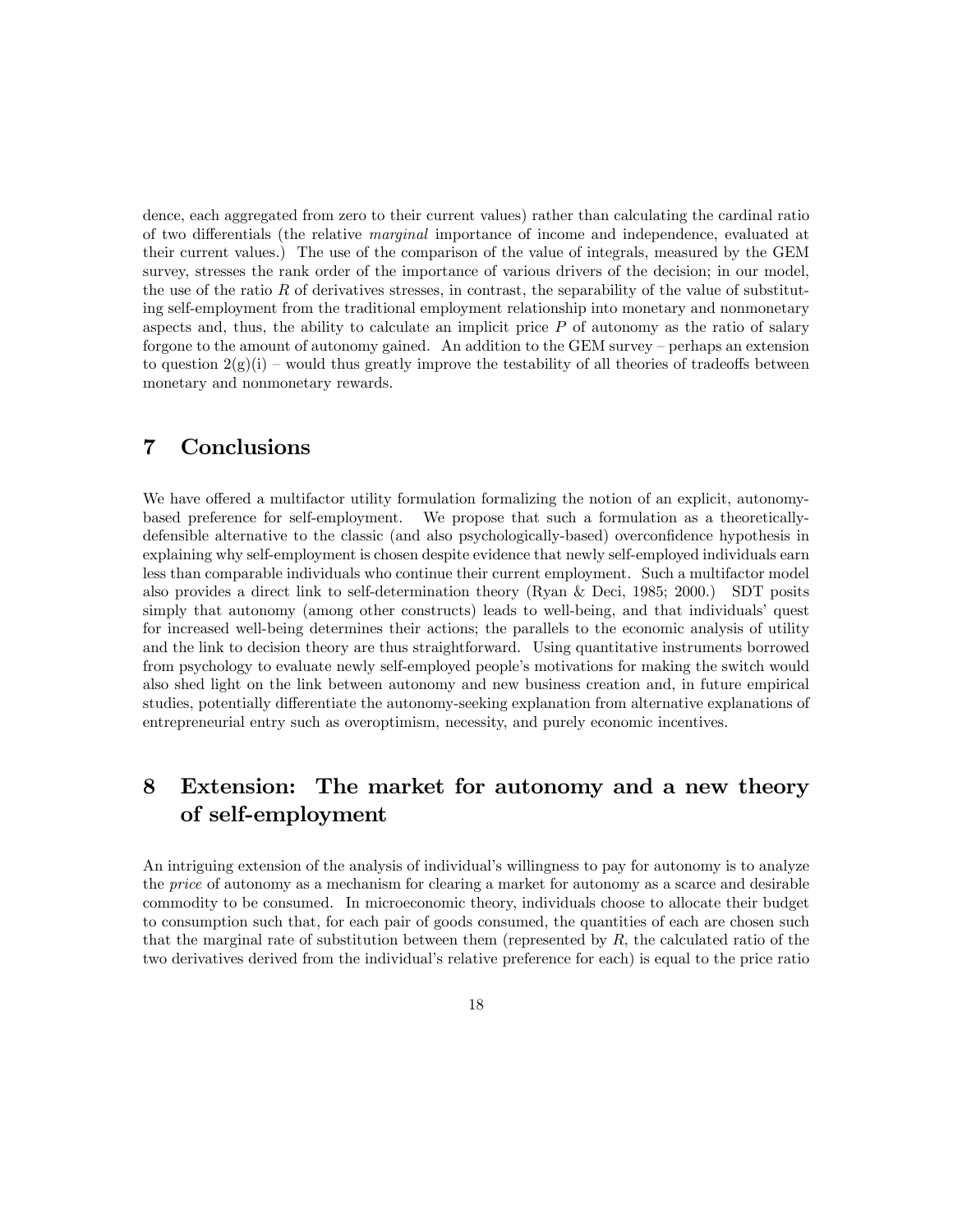dence, each aggregated from zero to their current values) rather than calculating the cardinal ratio of two differentials (the relative *marginal* importance of income and independence, evaluated at their current values.) The use of the comparison of the value of integrals, measured by the GEM survey, stresses the rank order of the importance of various drivers of the decision; in our model, the use of the ratio $R$ of derivatives stresses, in contrast, the separability of the value of substituting self-employment from the traditional employment relationship into monetary and nonmonetary aspects and, thus, the ability to calculate an implicit price $P$ of autonomy as the ratio of salary forgone to the amount of autonomy gained. An addition to the GEM survey – perhaps an extension to question 2(g)(i) – would thus greatly improve the testability of all theories of tradeoffs between monetary and nonmonetary rewards.

# 7 Conclusions

We have offered a multifactor utility formulation formalizing the notion of an explicit, autonomy-based preference for self-employment. We propose that such a formulation as a theoretically-defensible alternative to the classic (and also psychologically-based) overconfidence hypothesis in explaining why self-employment is chosen despite evidence that newly self-employed individuals earn less than comparable individuals who continue their current employment. Such a multifactor model also provides a direct link to self-determination theory (Ryan & Deci, 1985; 2000.) SDT posits simply that autonomy (among other constructs) leads to well-being, and that individuals' quest for increased well-being determines their actions; the parallels to the economic analysis of utility and the link to decision theory are thus straightforward. Using quantitative instruments borrowed from psychology to evaluate newly self-employed people's motivations for making the switch would also shed light on the link between autonomy and new business creation and, in future empirical studies, potentially differentiate the autonomy-seeking explanation from alternative explanations of entrepreneurial entry such as overoptimism, necessity, and purely economic incentives.

# 8 Extension: The market for autonomy and a new theory of self-employment

An intriguing extension of the analysis of individual's willingness to pay for autonomy is to analyze the *price* of autonomy as a mechanism for clearing a market for autonomy as a scarce and desirable commodity to be consumed. In microeconomic theory, individuals choose to allocate their budget to consumption such that, for each pair of goods consumed, the quantities of each are chosen such that the marginal rate of substitution between them (represented by $R$, the calculated ratio of the two derivatives derived from the individual's relative preference for each) is equal to the price ratio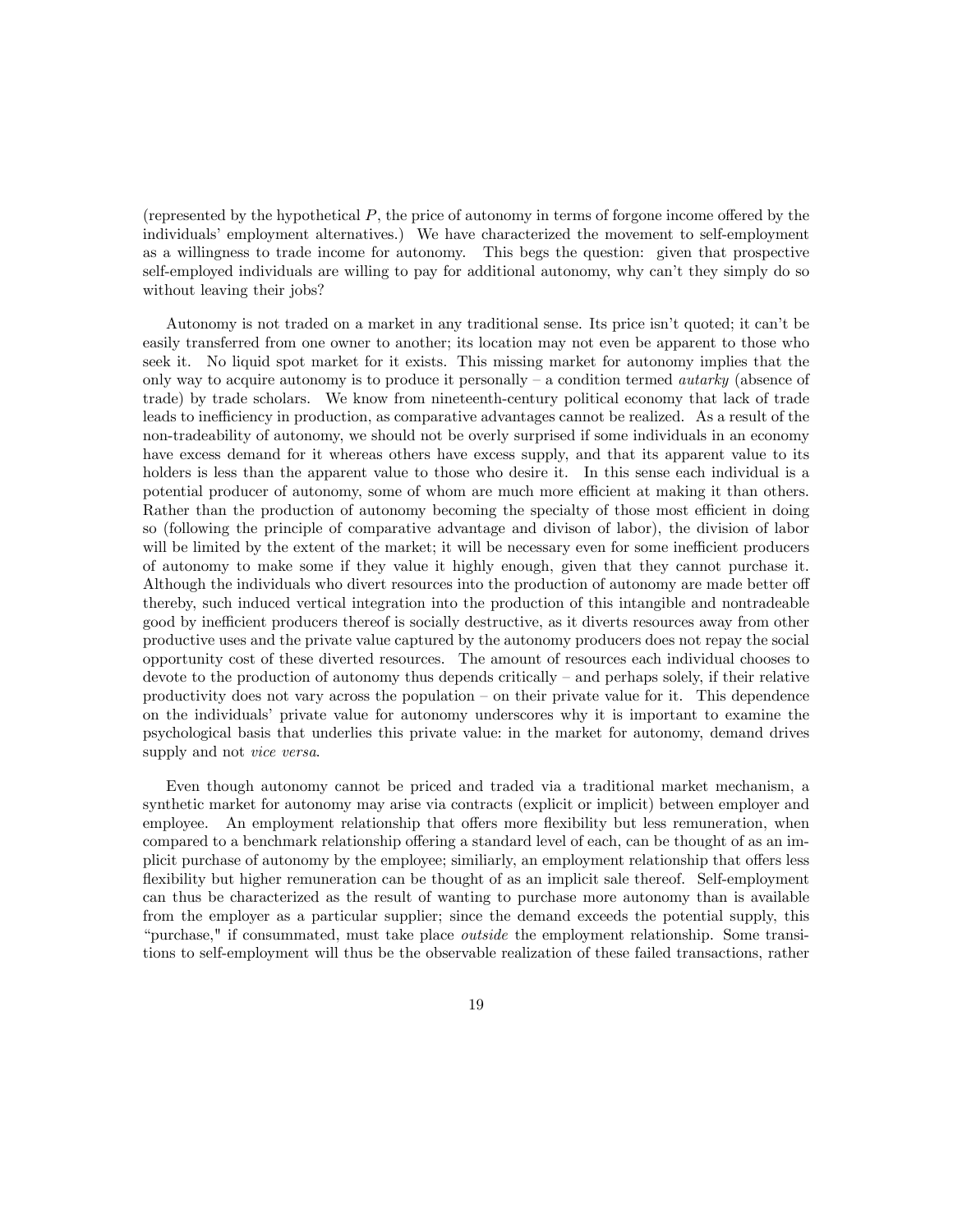(represented by the hypothetical $P$, the price of autonomy in terms of forgone income offered by the individuals' employment alternatives.) We have characterized the movement to self-employment as a willingness to trade income for autonomy. This begs the question: given that prospective self-employed individuals are willing to pay for additional autonomy, why can't they simply do so without leaving their jobs?

Autonomy is not traded on a market in any traditional sense. Its price isn't quoted; it can't be easily transferred from one owner to another; its location may not even be apparent to those who seek it. No liquid spot market for it exists. This missing market for autonomy implies that the only way to acquire autonomy is to produce it personally – a condition termed *autarky* (absence of trade) by trade scholars. We know from nineteenth-century political economy that lack of trade leads to inefficiency in production, as comparative advantages cannot be realized. As a result of the non-tradeability of autonomy, we should not be overly surprised if some individuals in an economy have excess demand for it whereas others have excess supply, and that its apparent value to its holders is less than the apparent value to those who desire it. In this sense each individual is a potential producer of autonomy, some of whom are much more efficient at making it than others. Rather than the production of autonomy becoming the specialty of those most efficient in doing so (following the principle of comparative advantage and divison of labor), the division of labor will be limited by the extent of the market; it will be necessary even for some inefficient producers of autonomy to make some if they value it highly enough, given that they cannot purchase it. Although the individuals who divert resources into the production of autonomy are made better off thereby, such induced vertical integration into the production of this intangible and nontradeable good by inefficient producers thereof is socially destructive, as it diverts resources away from other productive uses and the private value captured by the autonomy producers does not repay the social opportunity cost of these diverted resources. The amount of resources each individual chooses to devote to the production of autonomy thus depends critically – and perhaps solely, if their relative productivity does not vary across the population – on their private value for it. This dependence on the individuals' private value for autonomy underscores why it is important to examine the psychological basis that underlies this private value: in the market for autonomy, demand drives supply and not *vice versa*.

Even though autonomy cannot be priced and traded via a traditional market mechanism, a synthetic market for autonomy may arise via contracts (explicit or implicit) between employer and employee. An employment relationship that offers more flexibility but less remuneration, when compared to a benchmark relationship offering a standard level of each, can be thought of as an implicit purchase of autonomy by the employee; similiarly, an employment relationship that offers less flexibility but higher remuneration can be thought of as an implicit sale thereof. Self-employment can thus be characterized as the result of wanting to purchase more autonomy than is available from the employer as a particular supplier; since the demand exceeds the potential supply, this "purchase," if consummated, must take place *outside* the employment relationship. Some transitions to self-employment will thus be the observable realization of these failed transactions, rather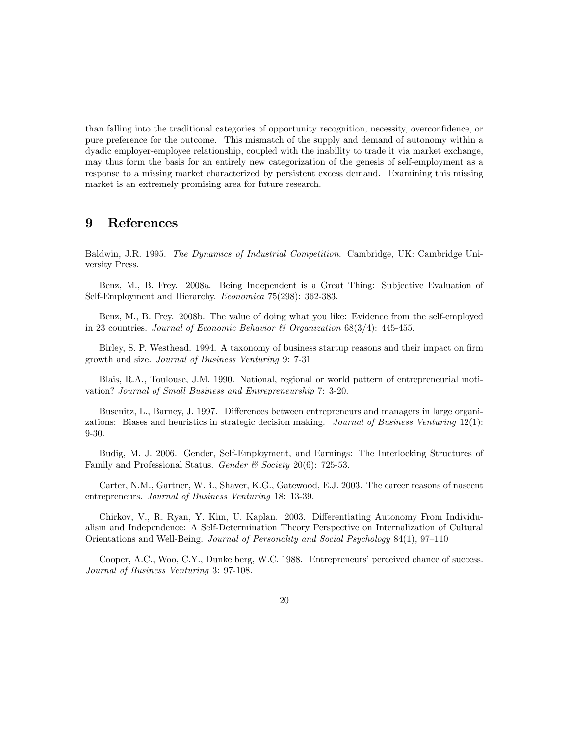than falling into the traditional categories of opportunity recognition, necessity, overconfidence, or pure preference for the outcome. This mismatch of the supply and demand of autonomy within a dyadic employer-employee relationship, coupled with the inability to trade it via market exchange, may thus form the basis for an entirely new categorization of the genesis of self-employment as a response to a missing market characterized by persistent excess demand. Examining this missing market is an extremely promising area for future research.

# 9 References

Baldwin, J.R. 1995. *The Dynamics of Industrial Competition.* Cambridge, UK: Cambridge University Press.

Benz, M., B. Frey. 2008a. Being Independent is a Great Thing: Subjective Evaluation of Self-Employment and Hierarchy. *Economica* 75(298): 362-383.

Benz, M., B. Frey. 2008b. The value of doing what you like: Evidence from the self-employed in 23 countries. *Journal of Economic Behavior & Organization* 68(3/4): 445-455.

Birley, S. P. Westhead. 1994. A taxonomy of business startup reasons and their impact on firm growth and size. *Journal of Business Venturing* 9: 7-31

Blais, R.A., Toulouse, J.M. 1990. National, regional or world pattern of entrepreneurial motivation? *Journal of Small Business and Entrepreneurship* 7: 3-20.

Busenitz, L., Barney, J. 1997. Differences between entrepreneurs and managers in large organizations: Biases and heuristics in strategic decision making. *Journal of Business Venturing* 12(1): 9-30.

Budig, M. J. 2006. Gender, Self-Employment, and Earnings: The Interlocking Structures of Family and Professional Status. *Gender & Society* 20(6): 725-53.

Carter, N.M., Gartner, W.B., Shaver, K.G., Gatewood, E.J. 2003. The career reasons of nascent entrepreneurs. *Journal of Business Venturing* 18: 13-39.

Chirkov, V., R. Ryan, Y. Kim, U. Kaplan. 2003. Differentiating Autonomy From Individualism and Independence: A Self-Determination Theory Perspective on Internalization of Cultural Orientations and Well-Being. *Journal of Personality and Social Psychology* 84(1), 97–110

Cooper, A.C., Woo, C.Y., Dunkelberg, W.C. 1988. Entrepreneurs' perceived chance of success. *Journal of Business Venturing* 3: 97-108.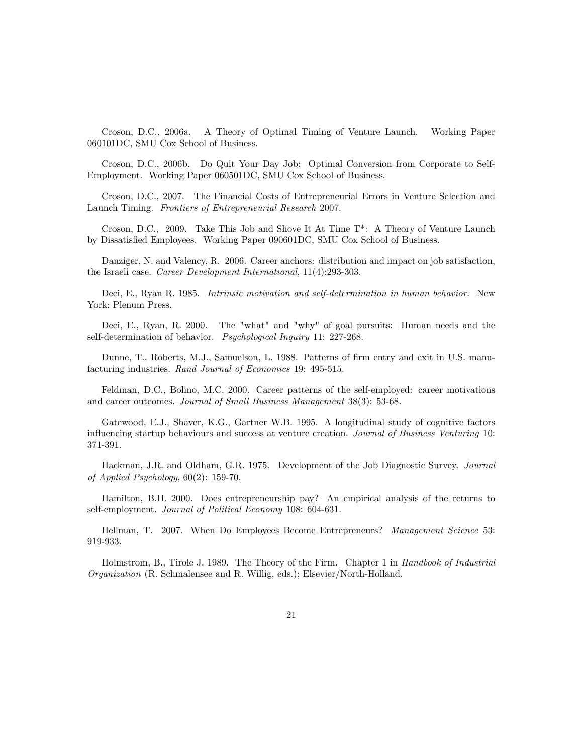Croson, D.C., 2006a. A Theory of Optimal Timing of Venture Launch. Working Paper 060101DC, SMU Cox School of Business.

Croson, D.C., 2006b. Do Quit Your Day Job: Optimal Conversion from Corporate to Self-Employment. Working Paper 060501DC, SMU Cox School of Business.

Croson, D.C., 2007. The Financial Costs of Entrepreneurial Errors in Venture Selection and Launch Timing. *Frontiers of Entrepreneurial Research* 2007.

Croson, D.C., 2009. Take This Job and Shove It At Time T*: A Theory of Venture Launch by Dissatisfied Employees. Working Paper 090601DC, SMU Cox School of Business.

Danziger, N. and Valency, R. 2006. Career anchors: distribution and impact on job satisfaction, the Israeli case. *Career Development International*, 11(4):293-303.

Deci, E., Ryan R. 1985. *Intrinsic motivation and self-determination in human behavior.* New York: Plenum Press.

Deci, E., Ryan, R. 2000. The "what" and "why" of goal pursuits: Human needs and the self-determination of behavior. *Psychological Inquiry* 11: 227-268.

Dunne, T., Roberts, M.J., Samuelson, L. 1988. Patterns of firm entry and exit in U.S. manufacturing industries. *Rand Journal of Economics* 19: 495-515.

Feldman, D.C., Bolino, M.C. 2000. Career patterns of the self-employed: career motivations and career outcomes. *Journal of Small Business Management* 38(3): 53-68.

Gatewood, E.J., Shaver, K.G., Gartner W.B. 1995. A longitudinal study of cognitive factors influencing startup behaviours and success at venture creation. *Journal of Business Venturing* 10: 371-391.

Hackman, J.R. and Oldham, G.R. 1975. Development of the Job Diagnostic Survey. *Journal of Applied Psychology*, 60(2): 159-70.

Hamilton, B.H. 2000. Does entrepreneurship pay? An empirical analysis of the returns to self-employment. *Journal of Political Economy* 108: 604-631.

Hellman, T. 2007. When Do Employees Become Entrepreneurs? *Management Science* 53: 919-933.

Holmstrom, B., Tirole J. 1989. The Theory of the Firm. Chapter 1 in *Handbook of Industrial Organization* (R. Schmalensee and R. Willig, eds.); Elsevier/North-Holland.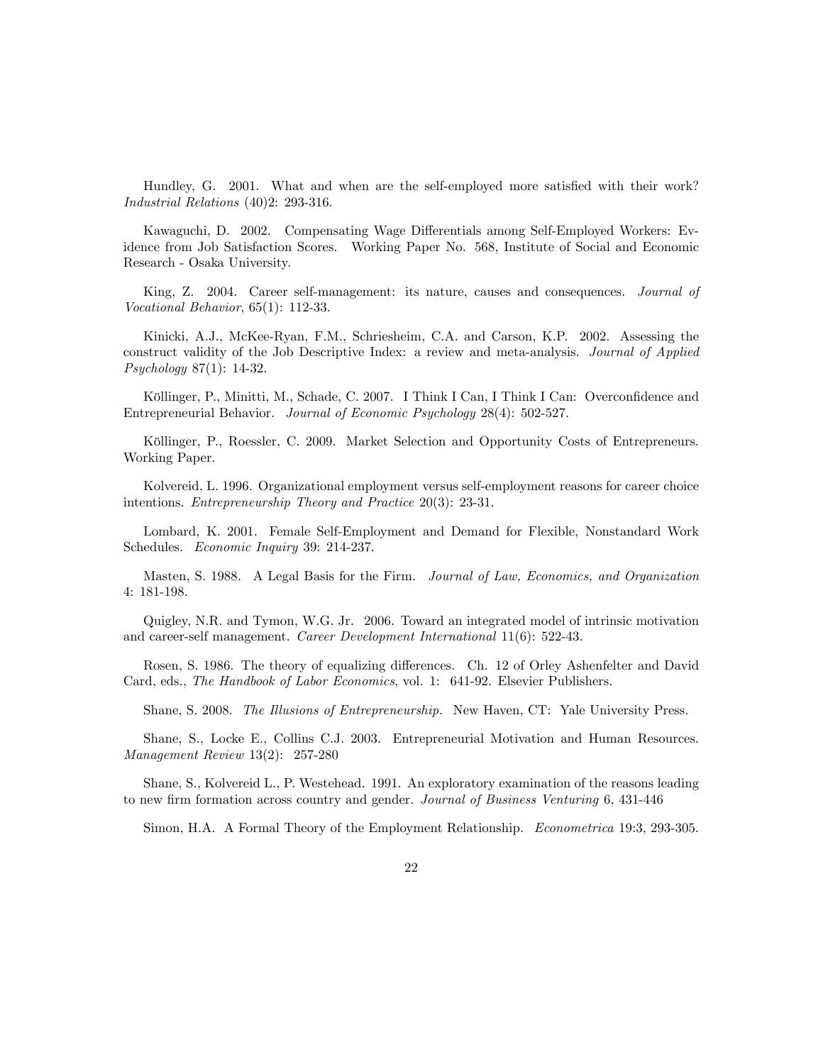Hundley, G. 2001. What and when are the self-employed more satisfied with their work? *Industrial Relations* (40)2: 293-316.

Kawaguchi, D. 2002. Compensating Wage Differentials among Self-Employed Workers: Evidence from Job Satisfaction Scores. Working Paper No. 568, Institute of Social and Economic Research - Osaka University.

King, Z. 2004. Career self-management: its nature, causes and consequences. *Journal of Vocational Behavior*, 65(1): 112-33.

Kinicki, A.J., McKee-Ryan, F.M., Schriesheim, C.A. and Carson, K.P. 2002. Assessing the construct validity of the Job Descriptive Index: a review and meta-analysis. *Journal of Applied Psychology* 87(1): 14-32.

Köllinger, P., Minitti, M., Schade, C. 2007. I Think I Can, I Think I Can: Overconfidence and Entrepreneurial Behavior. *Journal of Economic Psychology* 28(4): 502-527.

Köllinger, P., Roessler, C. 2009. Market Selection and Opportunity Costs of Entrepreneurs. Working Paper.

Kolvereid, L. 1996. Organizational employment versus self-employment reasons for career choice intentions. *Entrepreneurship Theory and Practice* 20(3): 23-31.

Lombard, K. 2001. Female Self-Employment and Demand for Flexible, Nonstandard Work Schedules. *Economic Inquiry* 39: 214-237.

Masten, S. 1988. A Legal Basis for the Firm. *Journal of Law, Economics, and Organization* 4: 181-198.

Quigley, N.R. and Tymon, W.G. Jr. 2006. Toward an integrated model of intrinsic motivation and career-self management. *Career Development International* 11(6): 522-43.

Rosen, S. 1986. The theory of equalizing differences. Ch. 12 of Orley Ashenfelter and David Card, eds., *The Handbook of Labor Economics*, vol. 1: 641-92. Elsevier Publishers.

Shane, S. 2008. *The Illusions of Entrepreneurship.* New Haven, CT: Yale University Press.

Shane, S., Locke E., Collins C.J. 2003. Entrepreneurial Motivation and Human Resources. *Management Review* 13(2): 257-280

Shane, S., Kolvereid L., P. Westehead. 1991. An exploratory examination of the reasons leading to new firm formation across country and gender. *Journal of Business Venturing* 6, 431-446

Simon, H.A. A Formal Theory of the Employment Relationship. *Econometrica* 19:3, 293-305.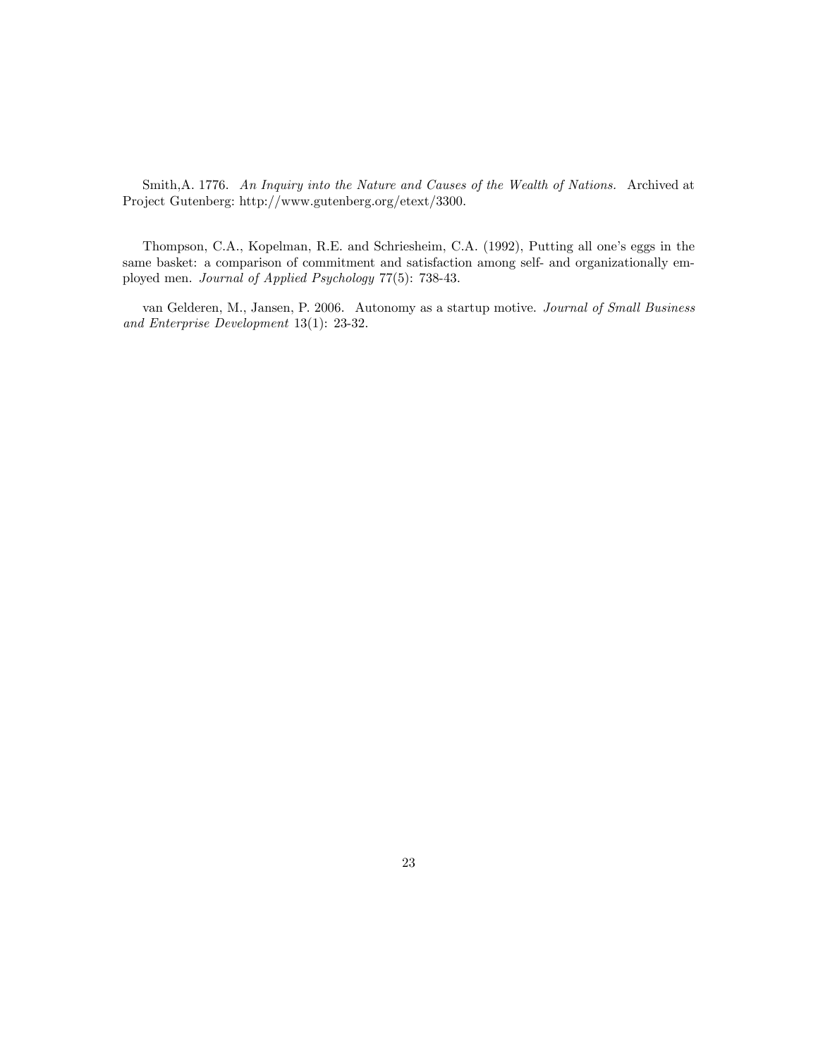Smith,A. 1776. *An Inquiry into the Nature and Causes of the Wealth of Nations.* Archived at Project Gutenberg: http://www.gutenberg.org/etext/3300.

Thompson, C.A., Kopelman, R.E. and Schriesheim, C.A. (1992), Putting all one's eggs in the same basket: a comparison of commitment and satisfaction among self- and organizationally employed men. *Journal of Applied Psychology* 77(5): 738-43.

van Gelderen, M., Jansen, P. 2006. Autonomy as a startup motive. *Journal of Small Business and Enterprise Development* 13(1): 23-32.